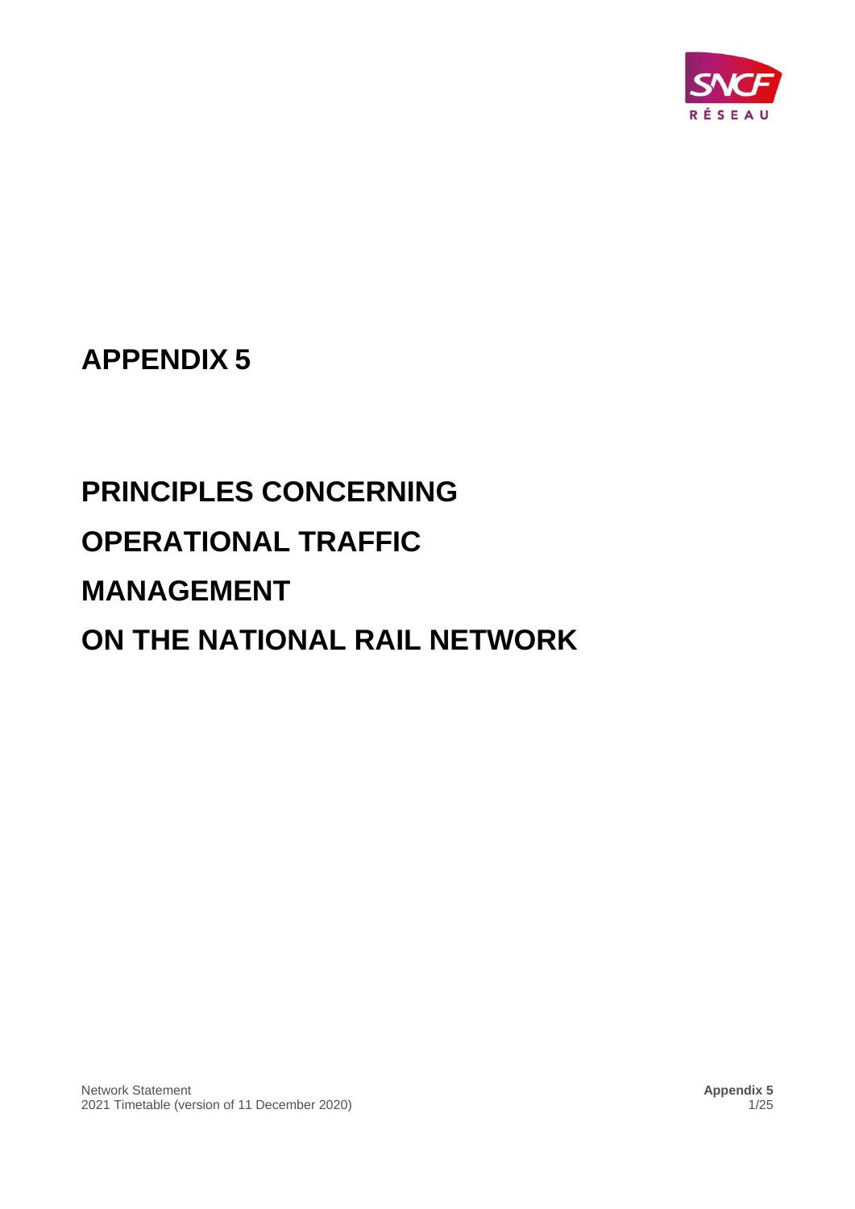# APPENDIX 5

# PRINCIPLES CONCERNING OPERATIONAL TRAFFIC MANAGEMENT ON THE NATIONAL RAIL NETWORK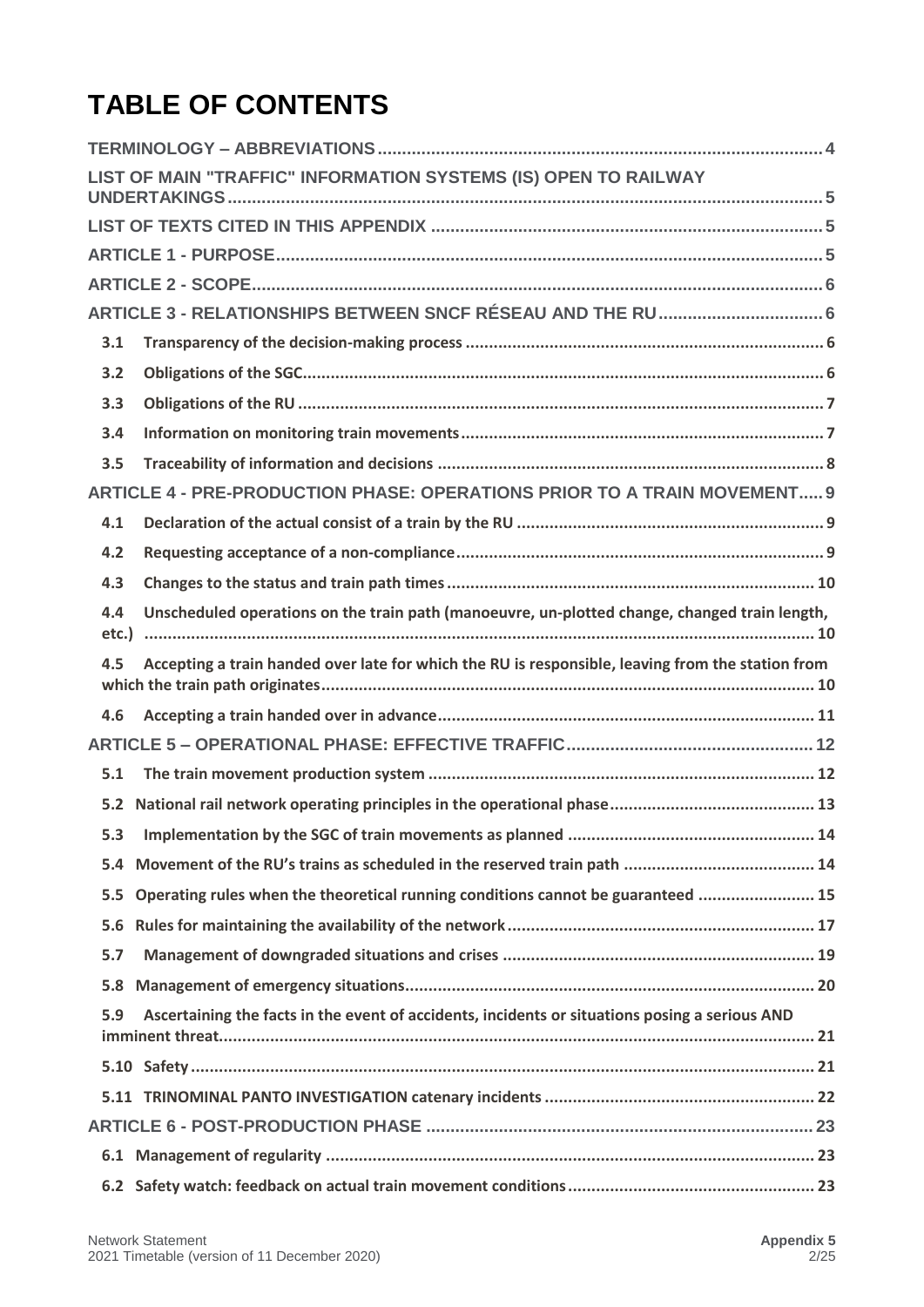# TABLE OF CONTENTS

TERMINOLOGY – ABBREVIATIONS .......... 4

LIST OF MAIN "TRAFFIC" INFORMATION SYSTEMS (IS) OPEN TO RAILWAY UNDERTAKINGS .......... 5

LIST OF TEXTS CITED IN THIS APPENDIX .......... 5

ARTICLE 1 - PURPOSE .......... 5

ARTICLE 2 - SCOPE .......... 6

ARTICLE 3 - RELATIONSHIPS BETWEEN SNCF RÉSEAU AND THE RU .......... 6

- 3.1 Transparency of the decision-making process .......... 6
- 3.2 Obligations of the SGC .......... 6
- 3.3 Obligations of the RU .......... 7
- 3.4 Information on monitoring train movements .......... 7
- 3.5 Traceability of information and decisions .......... 8

ARTICLE 4 - PRE-PRODUCTION PHASE: OPERATIONS PRIOR TO A TRAIN MOVEMENT .......... 9

- 4.1 Declaration of the actual consist of a train by the RU .......... 9
- 4.2 Requesting acceptance of a non-compliance .......... 9
- 4.3 Changes to the status and train path times .......... 10
- 4.4 Unscheduled operations on the train path (manoeuvre, un-plotted change, changed train length, etc.) .......... 10
- 4.5 Accepting a train handed over late for which the RU is responsible, leaving from the station from which the train path originates .......... 10
- 4.6 Accepting a train handed over in advance .......... 11

ARTICLE 5 – OPERATIONAL PHASE: EFFECTIVE TRAFFIC .......... 12

- 5.1 The train movement production system .......... 12
- 5.2 National rail network operating principles in the operational phase .......... 13
- 5.3 Implementation by the SGC of train movements as planned .......... 14
- 5.4 Movement of the RU's trains as scheduled in the reserved train path .......... 14
- 5.5 Operating rules when the theoretical running conditions cannot be guaranteed .......... 15
- 5.6 Rules for maintaining the availability of the network .......... 17
- 5.7 Management of downgraded situations and crises .......... 19
- 5.8 Management of emergency situations .......... 20
- 5.9 Ascertaining the facts in the event of accidents, incidents or situations posing a serious AND imminent threat .......... 21
- 5.10 Safety .......... 21
- 5.11 TRINOMINAL PANTO INVESTIGATION catenary incidents .......... 22

ARTICLE 6 - POST-PRODUCTION PHASE .......... 23

- 6.1 Management of regularity .......... 23
- 6.2 Safety watch: feedback on actual train movement conditions .......... 23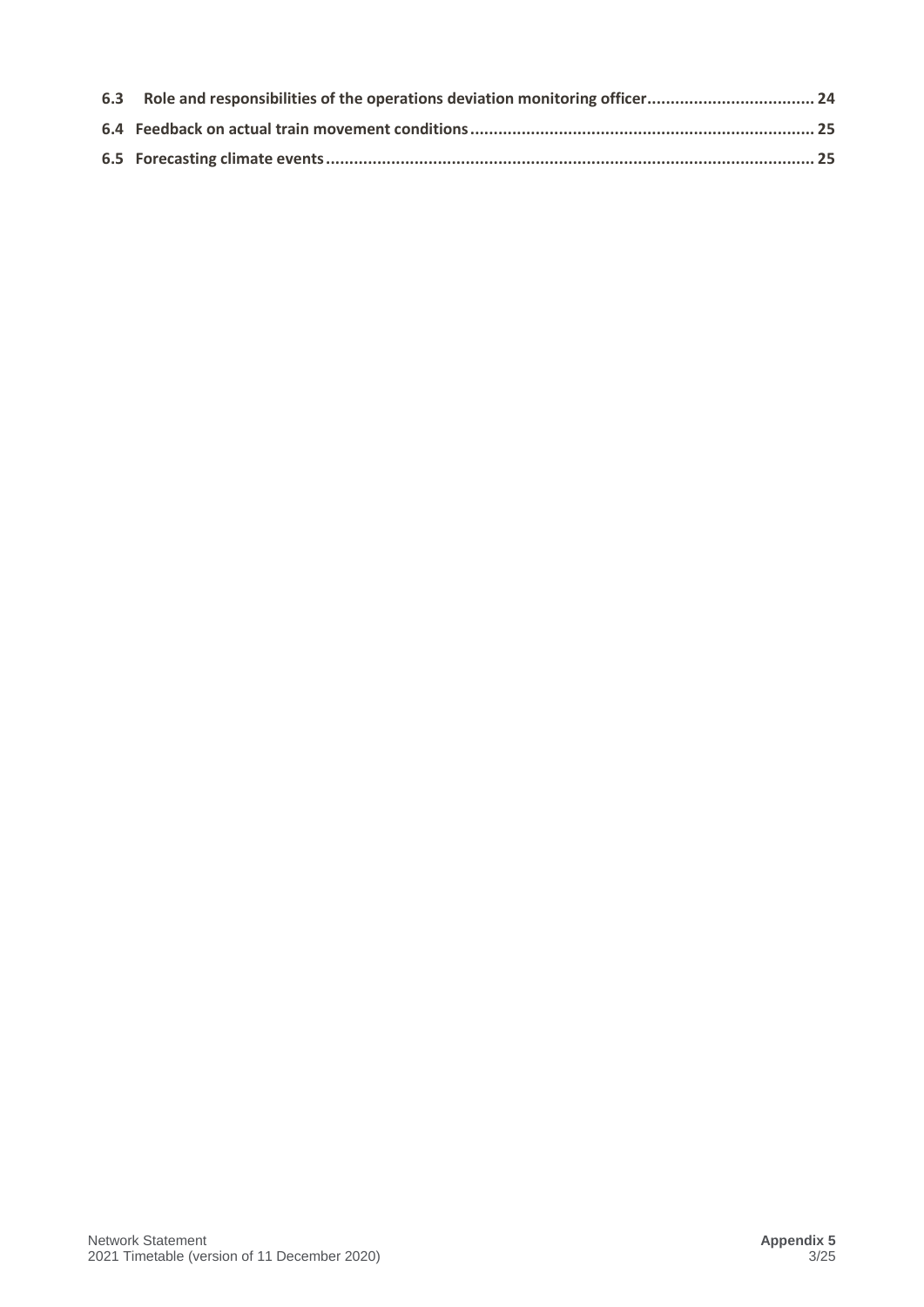**6.3 Role and responsibilities of the operations deviation monitoring officer.................................... 24**

**6.4 Feedback on actual train movement conditions......................................................................... 25**

**6.5 Forecasting climate events........................................................................................................ 25**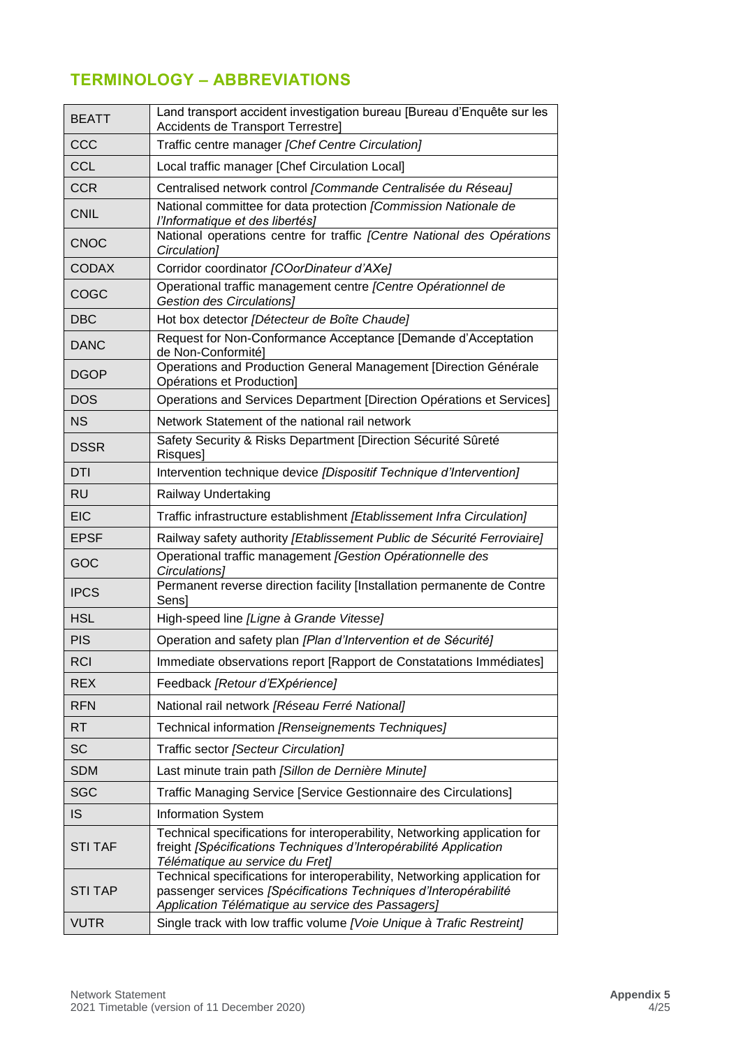## TERMINOLOGY – ABBREVIATIONS

| | |
|---|---|
| BEATT | Land transport accident investigation bureau [Bureau d'Enquête sur les Accidents de Transport Terrestre] |
| CCC | Traffic centre manager *[Chef Centre Circulation]* |
| CCL | Local traffic manager [Chef Circulation Local] |
| CCR | Centralised network control *[Commande Centralisée du Réseau]* |
| CNIL | National committee for data protection *[Commission Nationale de l'Informatique et des libertés]* |
| CNOC | National operations centre for traffic *[Centre National des Opérations Circulation]* |
| CODAX | Corridor coordinator *[COorDinateur d'AXe]* |
| COGC | Operational traffic management centre *[Centre Opérationnel de Gestion des Circulations]* |
| DBC | Hot box detector *[Détecteur de Boîte Chaude]* |
| DANC | Request for Non-Conformance Acceptance [Demande d'Acceptation de Non-Conformité] |
| DGOP | Operations and Production General Management [Direction Générale Opérations et Production] |
| DOS | Operations and Services Department [Direction Opérations et Services] |
| NS | Network Statement of the national rail network |
| DSSR | Safety Security & Risks Department [Direction Sécurité Sûreté Risques] |
| DTI | Intervention technique device *[Dispositif Technique d'Intervention]* |
| RU | Railway Undertaking |
| EIC | Traffic infrastructure establishment *[Etablissement Infra Circulation]* |
| EPSF | Railway safety authority *[Etablissement Public de Sécurité Ferroviaire]* |
| GOC | Operational traffic management *[Gestion Opérationnelle des Circulations]* |
| IPCS | Permanent reverse direction facility [Installation permanente de Contre Sens] |
| HSL | High-speed line *[Ligne à Grande Vitesse]* |
| PIS | Operation and safety plan *[Plan d'Intervention et de Sécurité]* |
| RCI | Immediate observations report [Rapport de Constatations Immédiates] |
| REX | Feedback *[Retour d'EXpérience]* |
| RFN | National rail network *[Réseau Ferré National]* |
| RT | Technical information *[Renseignements Techniques]* |
| SC | Traffic sector *[Secteur Circulation]* |
| SDM | Last minute train path *[Sillon de Dernière Minute]* |
| SGC | Traffic Managing Service [Service Gestionnaire des Circulations] |
| IS | Information System |
| STI TAF | Technical specifications for interoperability, Networking application for freight *[Spécifications Techniques d'Interopérabilité Application Télématique au service du Fret]* |
| STI TAP | Technical specifications for interoperability, Networking application for passenger services *[Spécifications Techniques d'Interopérabilité Application Télématique au service des Passagers]* |
| VUTR | Single track with low traffic volume *[Voie Unique à Trafic Restreint]* |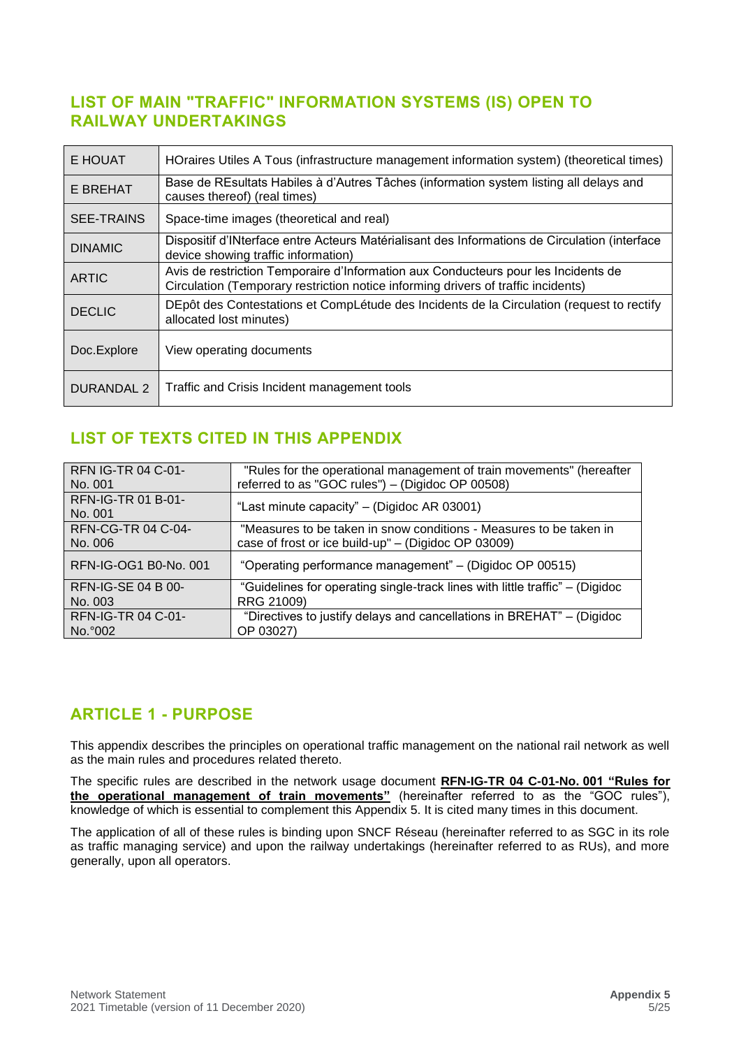## LIST OF MAIN "TRAFFIC" INFORMATION SYSTEMS (IS) OPEN TO RAILWAY UNDERTAKINGS

| | |
|---|---|
| E HOUAT | HOraires Utiles A Tous (infrastructure management information system) (theoretical times) |
| E BREHAT | Base de REsultats Habiles à d'Autres Tâches (information system listing all delays and causes thereof) (real times) |
| SEE-TRAINS | Space-time images (theoretical and real) |
| DINAMIC | Dispositif d'INterface entre Acteurs Matérialisant des Informations de Circulation (interface device showing traffic information) |
| ARTIC | Avis de restriction Temporaire d'Information aux Conducteurs pour les Incidents de Circulation (Temporary restriction notice informing drivers of traffic incidents) |
| DECLIC | DEpôt des Contestations et CompLétude des Incidents de la Circulation (request to rectify allocated lost minutes) |
| Doc.Explore | View operating documents |
| DURANDAL 2 | Traffic and Crisis Incident management tools |

## LIST OF TEXTS CITED IN THIS APPENDIX

| | |
|---|---|
| RFN IG-TR 04 C-01-No. 001 | "Rules for the operational management of train movements" (hereafter referred to as "GOC rules") – (Digidoc OP 00508) |
| RFN-IG-TR 01 B-01-No. 001 | "Last minute capacity" – (Digidoc AR 03001) |
| RFN-CG-TR 04 C-04-No. 006 | "Measures to be taken in snow conditions - Measures to be taken in case of frost or ice build-up" – (Digidoc OP 03009) |
| RFN-IG-OG1 B0-No. 001 | "Operating performance management" – (Digidoc OP 00515) |
| RFN-IG-SE 04 B 00-No. 003 | "Guidelines for operating single-track lines with little traffic" – (Digidoc RRG 21009) |
| RFN-IG-TR 04 C-01-No.°002 | "Directives to justify delays and cancellations in BREHAT" – (Digidoc OP 03027) |

## ARTICLE 1 - PURPOSE

This appendix describes the principles on operational traffic management on the national rail network as well as the main rules and procedures related thereto.

The specific rules are described in the network usage document **RFN-IG-TR 04 C-01-No. 001 "Rules for the operational management of train movements"** (hereinafter referred to as the "GOC rules"), knowledge of which is essential to complement this Appendix 5. It is cited many times in this document.

The application of all of these rules is binding upon SNCF Réseau (hereinafter referred to as SGC in its role as traffic managing service) and upon the railway undertakings (hereinafter referred to as RUs), and more generally, upon all operators.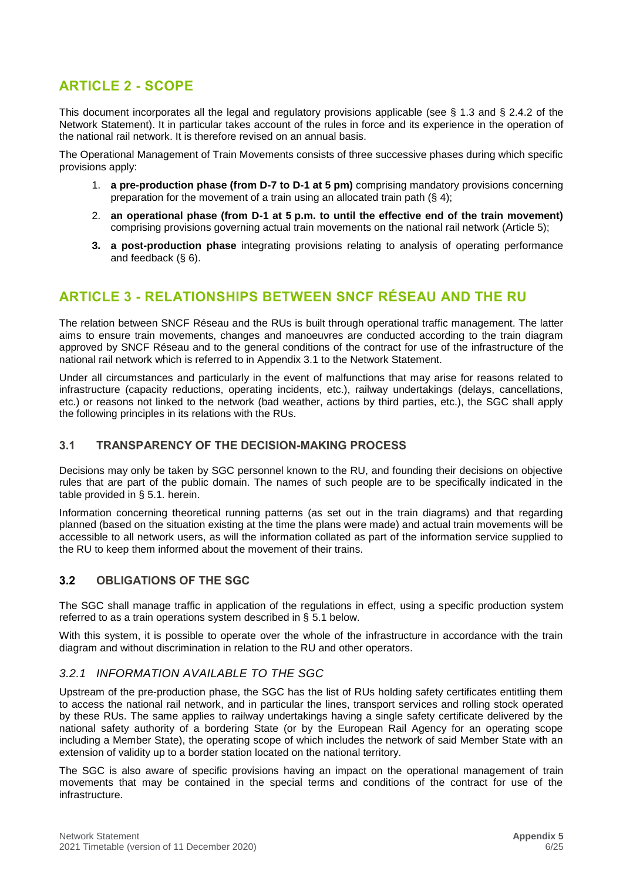## ARTICLE 2 - SCOPE

This document incorporates all the legal and regulatory provisions applicable (see § 1.3 and § 2.4.2 of the Network Statement). It in particular takes account of the rules in force and its experience in the operation of the national rail network. It is therefore revised on an annual basis.

The Operational Management of Train Movements consists of three successive phases during which specific provisions apply:

1. **a pre-production phase (from D-7 to D-1 at 5 pm)** comprising mandatory provisions concerning preparation for the movement of a train using an allocated train path (§ 4);
2. **an operational phase (from D-1 at 5 p.m. to until the effective end of the train movement)** comprising provisions governing actual train movements on the national rail network (Article 5);
3. **a post-production phase** integrating provisions relating to analysis of operating performance and feedback (§ 6).

## ARTICLE 3 - RELATIONSHIPS BETWEEN SNCF RÉSEAU AND THE RU

The relation between SNCF Réseau and the RUs is built through operational traffic management. The latter aims to ensure train movements, changes and manoeuvres are conducted according to the train diagram approved by SNCF Réseau and to the general conditions of the contract for use of the infrastructure of the national rail network which is referred to in Appendix 3.1 to the Network Statement.

Under all circumstances and particularly in the event of malfunctions that may arise for reasons related to infrastructure (capacity reductions, operating incidents, etc.), railway undertakings (delays, cancellations, etc.) or reasons not linked to the network (bad weather, actions by third parties, etc.), the SGC shall apply the following principles in its relations with the RUs.

### 3.1 TRANSPARENCY OF THE DECISION-MAKING PROCESS

Decisions may only be taken by SGC personnel known to the RU, and founding their decisions on objective rules that are part of the public domain. The names of such people are to be specifically indicated in the table provided in § 5.1. herein.

Information concerning theoretical running patterns (as set out in the train diagrams) and that regarding planned (based on the situation existing at the time the plans were made) and actual train movements will be accessible to all network users, as will the information collated as part of the information service supplied to the RU to keep them informed about the movement of their trains.

### 3.2 OBLIGATIONS OF THE SGC

The SGC shall manage traffic in application of the regulations in effect, using a specific production system referred to as a train operations system described in § 5.1 below.

With this system, it is possible to operate over the whole of the infrastructure in accordance with the train diagram and without discrimination in relation to the RU and other operators.

#### *3.2.1 INFORMATION AVAILABLE TO THE SGC*

Upstream of the pre-production phase, the SGC has the list of RUs holding safety certificates entitling them to access the national rail network, and in particular the lines, transport services and rolling stock operated by these RUs. The same applies to railway undertakings having a single safety certificate delivered by the national safety authority of a bordering State (or by the European Rail Agency for an operating scope including a Member State), the operating scope of which includes the network of said Member State with an extension of validity up to a border station located on the national territory.

The SGC is also aware of specific provisions having an impact on the operational management of train movements that may be contained in the special terms and conditions of the contract for use of the infrastructure.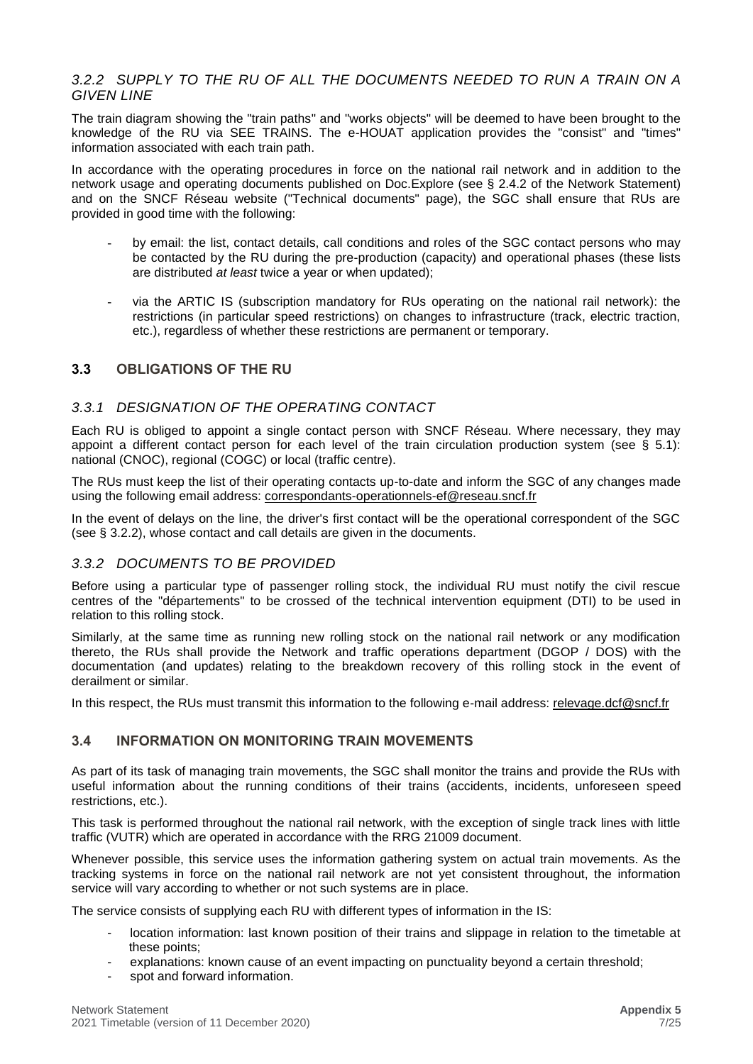### *3.2.2 SUPPLY TO THE RU OF ALL THE DOCUMENTS NEEDED TO RUN A TRAIN ON A GIVEN LINE*

The train diagram showing the "train paths" and "works objects" will be deemed to have been brought to the knowledge of the RU via SEE TRAINS. The e-HOUAT application provides the "consist" and "times" information associated with each train path.

In accordance with the operating procedures in force on the national rail network and in addition to the network usage and operating documents published on Doc.Explore (see § 2.4.2 of the Network Statement) and on the SNCF Réseau website ("Technical documents" page), the SGC shall ensure that RUs are provided in good time with the following:

- by email: the list, contact details, call conditions and roles of the SGC contact persons who may be contacted by the RU during the pre-production (capacity) and operational phases (these lists are distributed *at least* twice a year or when updated);
- via the ARTIC IS (subscription mandatory for RUs operating on the national rail network): the restrictions (in particular speed restrictions) on changes to infrastructure (track, electric traction, etc.), regardless of whether these restrictions are permanent or temporary.

## 3.3 OBLIGATIONS OF THE RU

### *3.3.1 DESIGNATION OF THE OPERATING CONTACT*

Each RU is obliged to appoint a single contact person with SNCF Réseau. Where necessary, they may appoint a different contact person for each level of the train circulation production system (see § 5.1): national (CNOC), regional (COGC) or local (traffic centre).

The RUs must keep the list of their operating contacts up-to-date and inform the SGC of any changes made using the following email address: correspondants-operationnels-ef@reseau.sncf.fr

In the event of delays on the line, the driver's first contact will be the operational correspondent of the SGC (see § 3.2.2), whose contact and call details are given in the documents.

### *3.3.2 DOCUMENTS TO BE PROVIDED*

Before using a particular type of passenger rolling stock, the individual RU must notify the civil rescue centres of the "départements" to be crossed of the technical intervention equipment (DTI) to be used in relation to this rolling stock.

Similarly, at the same time as running new rolling stock on the national rail network or any modification thereto, the RUs shall provide the Network and traffic operations department (DGOP / DOS) with the documentation (and updates) relating to the breakdown recovery of this rolling stock in the event of derailment or similar.

In this respect, the RUs must transmit this information to the following e-mail address: relevage.dcf@sncf.fr

## 3.4 INFORMATION ON MONITORING TRAIN MOVEMENTS

As part of its task of managing train movements, the SGC shall monitor the trains and provide the RUs with useful information about the running conditions of their trains (accidents, incidents, unforeseen speed restrictions, etc.).

This task is performed throughout the national rail network, with the exception of single track lines with little traffic (VUTR) which are operated in accordance with the RRG 21009 document.

Whenever possible, this service uses the information gathering system on actual train movements. As the tracking systems in force on the national rail network are not yet consistent throughout, the information service will vary according to whether or not such systems are in place.

The service consists of supplying each RU with different types of information in the IS:

- location information: last known position of their trains and slippage in relation to the timetable at these points;
- explanations: known cause of an event impacting on punctuality beyond a certain threshold;
- spot and forward information.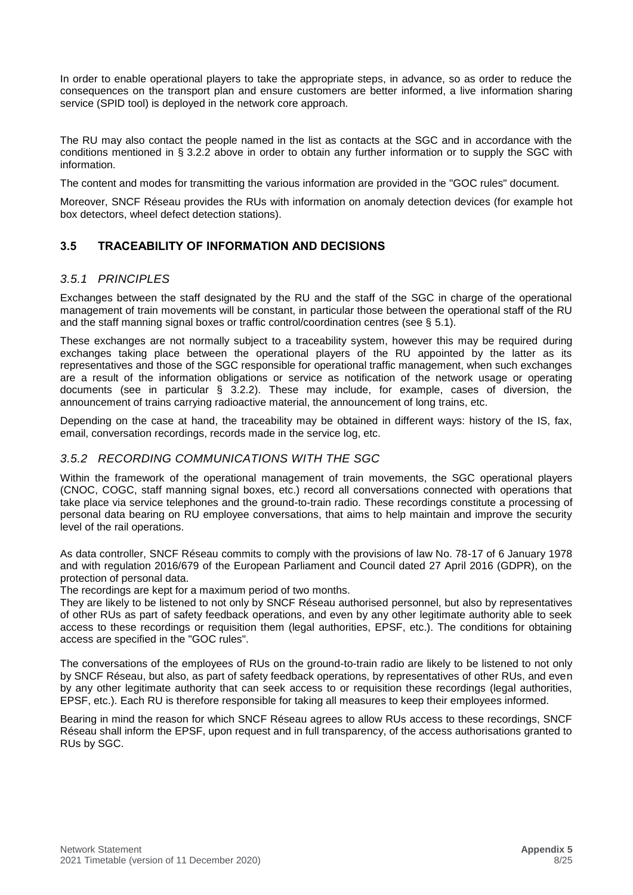In order to enable operational players to take the appropriate steps, in advance, so as order to reduce the consequences on the transport plan and ensure customers are better informed, a live information sharing service (SPID tool) is deployed in the network core approach.

The RU may also contact the people named in the list as contacts at the SGC and in accordance with the conditions mentioned in § 3.2.2 above in order to obtain any further information or to supply the SGC with information.

The content and modes for transmitting the various information are provided in the "GOC rules" document.

Moreover, SNCF Réseau provides the RUs with information on anomaly detection devices (for example hot box detectors, wheel defect detection stations).

## 3.5 TRACEABILITY OF INFORMATION AND DECISIONS

### *3.5.1 PRINCIPLES*

Exchanges between the staff designated by the RU and the staff of the SGC in charge of the operational management of train movements will be constant, in particular those between the operational staff of the RU and the staff manning signal boxes or traffic control/coordination centres (see § 5.1).

These exchanges are not normally subject to a traceability system, however this may be required during exchanges taking place between the operational players of the RU appointed by the latter as its representatives and those of the SGC responsible for operational traffic management, when such exchanges are a result of the information obligations or service as notification of the network usage or operating documents (see in particular § 3.2.2). These may include, for example, cases of diversion, the announcement of trains carrying radioactive material, the announcement of long trains, etc.

Depending on the case at hand, the traceability may be obtained in different ways: history of the IS, fax, email, conversation recordings, records made in the service log, etc.

### *3.5.2 RECORDING COMMUNICATIONS WITH THE SGC*

Within the framework of the operational management of train movements, the SGC operational players (CNOC, COGC, staff manning signal boxes, etc.) record all conversations connected with operations that take place via service telephones and the ground-to-train radio. These recordings constitute a processing of personal data bearing on RU employee conversations, that aims to help maintain and improve the security level of the rail operations.

As data controller, SNCF Réseau commits to comply with the provisions of law No. 78-17 of 6 January 1978 and with regulation 2016/679 of the European Parliament and Council dated 27 April 2016 (GDPR), on the protection of personal data.

The recordings are kept for a maximum period of two months.

They are likely to be listened to not only by SNCF Réseau authorised personnel, but also by representatives of other RUs as part of safety feedback operations, and even by any other legitimate authority able to seek access to these recordings or requisition them (legal authorities, EPSF, etc.). The conditions for obtaining access are specified in the "GOC rules".

The conversations of the employees of RUs on the ground-to-train radio are likely to be listened to not only by SNCF Réseau, but also, as part of safety feedback operations, by representatives of other RUs, and even by any other legitimate authority that can seek access to or requisition these recordings (legal authorities, EPSF, etc.). Each RU is therefore responsible for taking all measures to keep their employees informed.

Bearing in mind the reason for which SNCF Réseau agrees to allow RUs access to these recordings, SNCF Réseau shall inform the EPSF, upon request and in full transparency, of the access authorisations granted to RUs by SGC.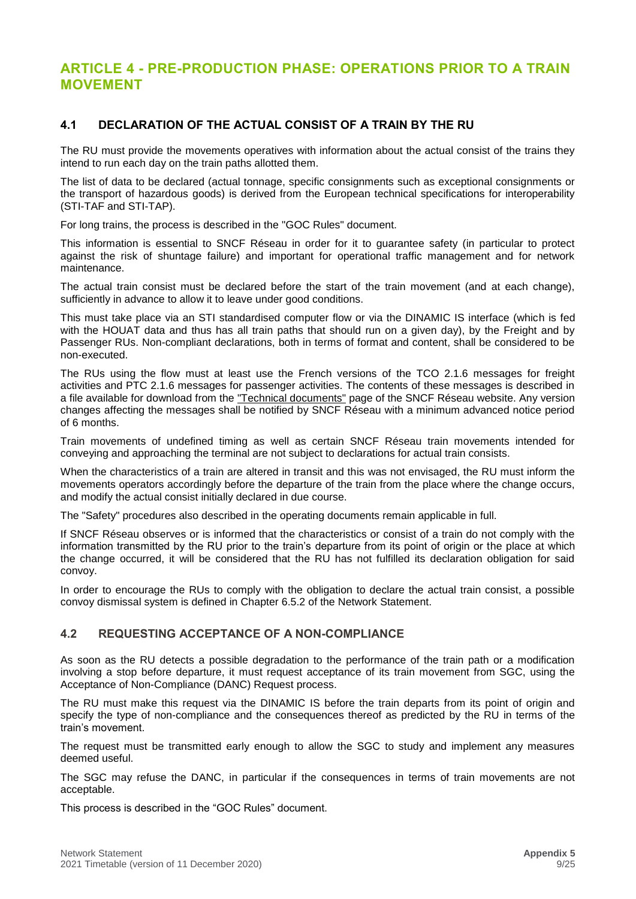## ARTICLE 4 - PRE-PRODUCTION PHASE: OPERATIONS PRIOR TO A TRAIN MOVEMENT

### 4.1 DECLARATION OF THE ACTUAL CONSIST OF A TRAIN BY THE RU

The RU must provide the movements operatives with information about the actual consist of the trains they intend to run each day on the train paths allotted them.

The list of data to be declared (actual tonnage, specific consignments such as exceptional consignments or the transport of hazardous goods) is derived from the European technical specifications for interoperability (STI-TAF and STI-TAP).

For long trains, the process is described in the "GOC Rules" document.

This information is essential to SNCF Réseau in order for it to guarantee safety (in particular to protect against the risk of shuntage failure) and important for operational traffic management and for network maintenance.

The actual train consist must be declared before the start of the train movement (and at each change), sufficiently in advance to allow it to leave under good conditions.

This must take place via an STI standardised computer flow or via the DINAMIC IS interface (which is fed with the HOUAT data and thus has all train paths that should run on a given day), by the Freight and by Passenger RUs. Non-compliant declarations, both in terms of format and content, shall be considered to be non-executed.

The RUs using the flow must at least use the French versions of the TCO 2.1.6 messages for freight activities and PTC 2.1.6 messages for passenger activities. The contents of these messages is described in a file available for download from the "Technical documents" page of the SNCF Réseau website. Any version changes affecting the messages shall be notified by SNCF Réseau with a minimum advanced notice period of 6 months.

Train movements of undefined timing as well as certain SNCF Réseau train movements intended for conveying and approaching the terminal are not subject to declarations for actual train consists.

When the characteristics of a train are altered in transit and this was not envisaged, the RU must inform the movements operators accordingly before the departure of the train from the place where the change occurs, and modify the actual consist initially declared in due course.

The "Safety" procedures also described in the operating documents remain applicable in full.

If SNCF Réseau observes or is informed that the characteristics or consist of a train do not comply with the information transmitted by the RU prior to the train's departure from its point of origin or the place at which the change occurred, it will be considered that the RU has not fulfilled its declaration obligation for said convoy.

In order to encourage the RUs to comply with the obligation to declare the actual train consist, a possible convoy dismissal system is defined in Chapter 6.5.2 of the Network Statement.

### 4.2 REQUESTING ACCEPTANCE OF A NON-COMPLIANCE

As soon as the RU detects a possible degradation to the performance of the train path or a modification involving a stop before departure, it must request acceptance of its train movement from SGC, using the Acceptance of Non-Compliance (DANC) Request process.

The RU must make this request via the DINAMIC IS before the train departs from its point of origin and specify the type of non-compliance and the consequences thereof as predicted by the RU in terms of the train's movement.

The request must be transmitted early enough to allow the SGC to study and implement any measures deemed useful.

The SGC may refuse the DANC, in particular if the consequences in terms of train movements are not acceptable.

This process is described in the "GOC Rules" document.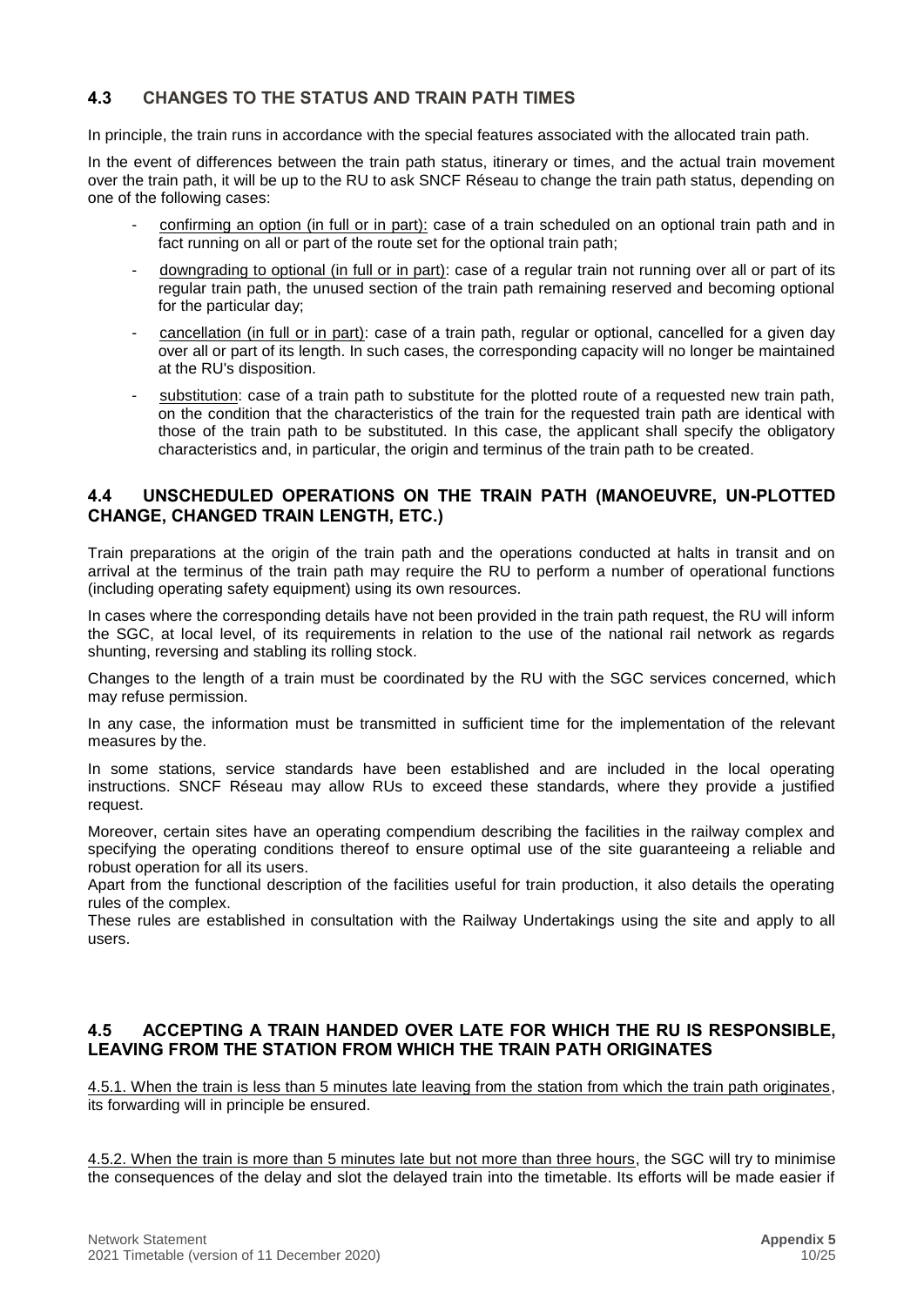## 4.3 CHANGES TO THE STATUS AND TRAIN PATH TIMES

In principle, the train runs in accordance with the special features associated with the allocated train path.

In the event of differences between the train path status, itinerary or times, and the actual train movement over the train path, it will be up to the RU to ask SNCF Réseau to change the train path status, depending on one of the following cases:

- confirming an option (in full or in part): case of a train scheduled on an optional train path and in fact running on all or part of the route set for the optional train path;
- downgrading to optional (in full or in part): case of a regular train not running over all or part of its regular train path, the unused section of the train path remaining reserved and becoming optional for the particular day;
- cancellation (in full or in part): case of a train path, regular or optional, cancelled for a given day over all or part of its length. In such cases, the corresponding capacity will no longer be maintained at the RU's disposition.
- substitution: case of a train path to substitute for the plotted route of a requested new train path, on the condition that the characteristics of the train for the requested train path are identical with those of the train path to be substituted. In this case, the applicant shall specify the obligatory characteristics and, in particular, the origin and terminus of the train path to be created.

## 4.4 UNSCHEDULED OPERATIONS ON THE TRAIN PATH (MANOEUVRE, UN-PLOTTED CHANGE, CHANGED TRAIN LENGTH, ETC.)

Train preparations at the origin of the train path and the operations conducted at halts in transit and on arrival at the terminus of the train path may require the RU to perform a number of operational functions (including operating safety equipment) using its own resources.

In cases where the corresponding details have not been provided in the train path request, the RU will inform the SGC, at local level, of its requirements in relation to the use of the national rail network as regards shunting, reversing and stabling its rolling stock.

Changes to the length of a train must be coordinated by the RU with the SGC services concerned, which may refuse permission.

In any case, the information must be transmitted in sufficient time for the implementation of the relevant measures by the.

In some stations, service standards have been established and are included in the local operating instructions. SNCF Réseau may allow RUs to exceed these standards, where they provide a justified request.

Moreover, certain sites have an operating compendium describing the facilities in the railway complex and specifying the operating conditions thereof to ensure optimal use of the site guaranteeing a reliable and robust operation for all its users.

Apart from the functional description of the facilities useful for train production, it also details the operating rules of the complex.

These rules are established in consultation with the Railway Undertakings using the site and apply to all users.

## 4.5 ACCEPTING A TRAIN HANDED OVER LATE FOR WHICH THE RU IS RESPONSIBLE, LEAVING FROM THE STATION FROM WHICH THE TRAIN PATH ORIGINATES

4.5.1. When the train is less than 5 minutes late leaving from the station from which the train path originates, its forwarding will in principle be ensured.

4.5.2. When the train is more than 5 minutes late but not more than three hours, the SGC will try to minimise the consequences of the delay and slot the delayed train into the timetable. Its efforts will be made easier if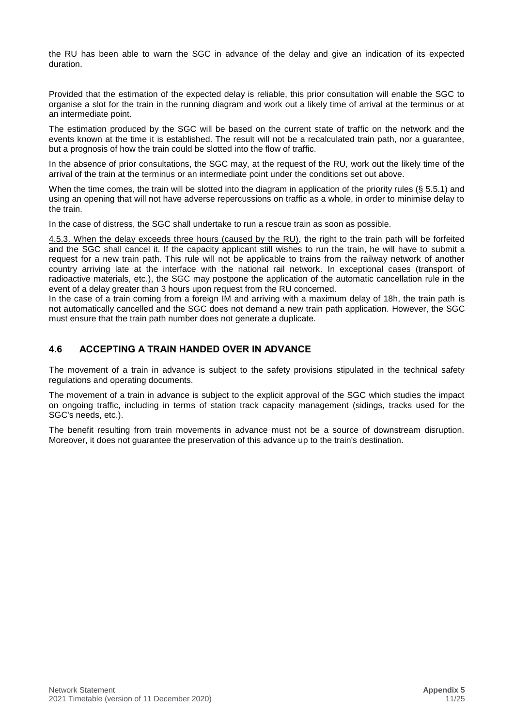the RU has been able to warn the SGC in advance of the delay and give an indication of its expected duration.

Provided that the estimation of the expected delay is reliable, this prior consultation will enable the SGC to organise a slot for the train in the running diagram and work out a likely time of arrival at the terminus or at an intermediate point.

The estimation produced by the SGC will be based on the current state of traffic on the network and the events known at the time it is established. The result will not be a recalculated train path, nor a guarantee, but a prognosis of how the train could be slotted into the flow of traffic.

In the absence of prior consultations, the SGC may, at the request of the RU, work out the likely time of the arrival of the train at the terminus or an intermediate point under the conditions set out above.

When the time comes, the train will be slotted into the diagram in application of the priority rules (§ 5.5.1) and using an opening that will not have adverse repercussions on traffic as a whole, in order to minimise delay to the train.

In the case of distress, the SGC shall undertake to run a rescue train as soon as possible.

4.5.3. When the delay exceeds three hours (caused by the RU), the right to the train path will be forfeited and the SGC shall cancel it. If the capacity applicant still wishes to run the train, he will have to submit a request for a new train path. This rule will not be applicable to trains from the railway network of another country arriving late at the interface with the national rail network. In exceptional cases (transport of radioactive materials, etc.), the SGC may postpone the application of the automatic cancellation rule in the event of a delay greater than 3 hours upon request from the RU concerned.
In the case of a train coming from a foreign IM and arriving with a maximum delay of 18h, the train path is not automatically cancelled and the SGC does not demand a new train path application. However, the SGC must ensure that the train path number does not generate a duplicate.

## 4.6 ACCEPTING A TRAIN HANDED OVER IN ADVANCE

The movement of a train in advance is subject to the safety provisions stipulated in the technical safety regulations and operating documents.

The movement of a train in advance is subject to the explicit approval of the SGC which studies the impact on ongoing traffic, including in terms of station track capacity management (sidings, tracks used for the SGC's needs, etc.).

The benefit resulting from train movements in advance must not be a source of downstream disruption. Moreover, it does not guarantee the preservation of this advance up to the train's destination.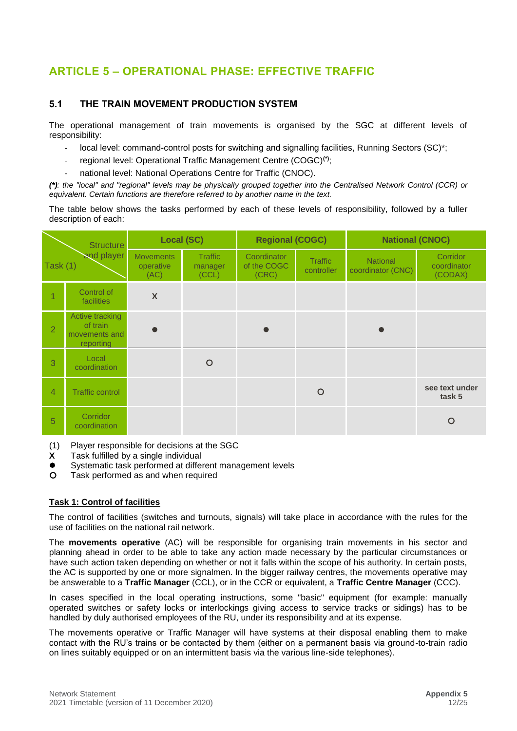## ARTICLE 5 – OPERATIONAL PHASE: EFFECTIVE TRAFFIC

### 5.1 THE TRAIN MOVEMENT PRODUCTION SYSTEM

The operational management of train movements is organised by the SGC at different levels of responsibility:

- local level: command-control posts for switching and signalling facilities, Running Sectors (SC)*;
- regional level: Operational Traffic Management Centre (COGC)[(*)];
- national level: National Operations Centre for Traffic (CNOC).

***(\*)****: the "local" and "regional" levels may be physically grouped together into the Centralised Network Control (CCR) or equivalent. Certain functions are therefore referred to by another name in the text.*

The table below shows the tasks performed by each of these levels of responsibility, followed by a fuller description of each:

| Task (1) | Structure and player | Local (SC) | | Regional (COGC) | | National (CNOC) | |
|---|---|---|---|---|---|---|---|
| | | Movements operative (AC) | Traffic manager (CCL) | Coordinator of the COGC (CRC) | Traffic controller | National coordinator (CNC) | Corridor coordinator (CODAX) |
| 1 | Control of facilities | X | | | | | |
| 2 | Active tracking of train movements and reporting | ● | | ● | | ● | |
| 3 | Local coordination | | O | | | | |
| 4 | Traffic control | | | | O | | **see text under task 5** |
| 5 | Corridor coordination | | | | | | O |

(1) Player responsible for decisions at the SGC
**X** Task fulfilled by a single individual
● Systematic task performed at different management levels
**O** Task performed as and when required

**Task 1: Control of facilities**

The control of facilities (switches and turnouts, signals) will take place in accordance with the rules for the use of facilities on the national rail network.

The **movements operative** (AC) will be responsible for organising train movements in his sector and planning ahead in order to be able to take any action made necessary by the particular circumstances or have such action taken depending on whether or not it falls within the scope of his authority. In certain posts, the AC is supported by one or more signalmen. In the bigger railway centres, the movements operative may be answerable to a **Traffic Manager** (CCL), or in the CCR or equivalent, a **Traffic Centre Manager** (CCC).

In cases specified in the local operating instructions, some "basic" equipment (for example: manually operated switches or safety locks or interlockings giving access to service tracks or sidings) has to be handled by duly authorised employees of the RU, under its responsibility and at its expense.

The movements operative or Traffic Manager will have systems at their disposal enabling them to make contact with the RU's trains or be contacted by them (either on a permanent basis via ground-to-train radio on lines suitably equipped or on an intermittent basis via the various line-side telephones).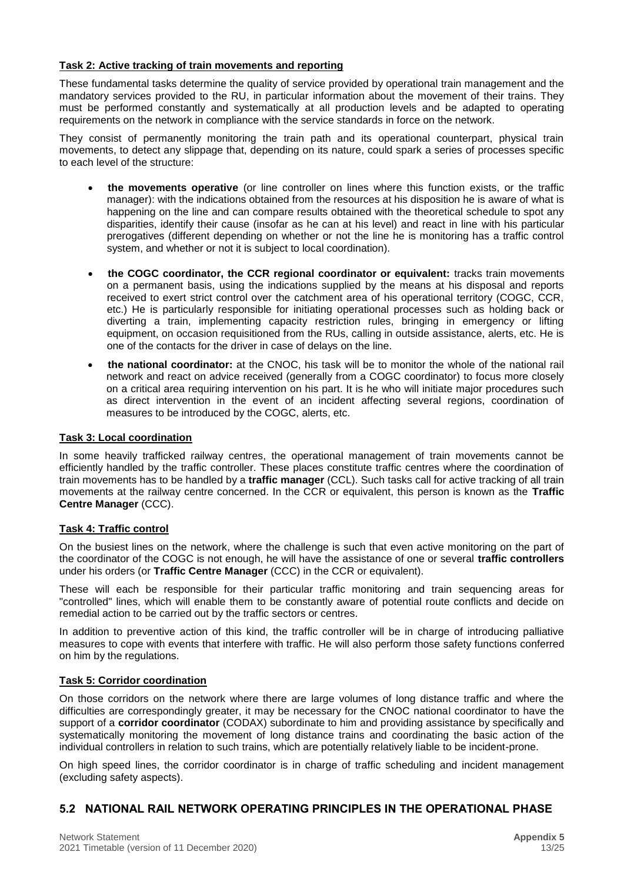**Task 2: Active tracking of train movements and reporting**

These fundamental tasks determine the quality of service provided by operational train management and the mandatory services provided to the RU, in particular information about the movement of their trains. They must be performed constantly and systematically at all production levels and be adapted to operating requirements on the network in compliance with the service standards in force on the network.

They consist of permanently monitoring the train path and its operational counterpart, physical train movements, to detect any slippage that, depending on its nature, could spark a series of processes specific to each level of the structure:

- **the movements operative** (or line controller on lines where this function exists, or the traffic manager): with the indications obtained from the resources at his disposition he is aware of what is happening on the line and can compare results obtained with the theoretical schedule to spot any disparities, identify their cause (insofar as he can at his level) and react in line with his particular prerogatives (different depending on whether or not the line he is monitoring has a traffic control system, and whether or not it is subject to local coordination).
- **the COGC coordinator, the CCR regional coordinator or equivalent:** tracks train movements on a permanent basis, using the indications supplied by the means at his disposal and reports received to exert strict control over the catchment area of his operational territory (COGC, CCR, etc.) He is particularly responsible for initiating operational processes such as holding back or diverting a train, implementing capacity restriction rules, bringing in emergency or lifting equipment, on occasion requisitioned from the RUs, calling in outside assistance, alerts, etc. He is one of the contacts for the driver in case of delays on the line.
- **the national coordinator:** at the CNOC, his task will be to monitor the whole of the national rail network and react on advice received (generally from a COGC coordinator) to focus more closely on a critical area requiring intervention on his part. It is he who will initiate major procedures such as direct intervention in the event of an incident affecting several regions, coordination of measures to be introduced by the COGC, alerts, etc.

**Task 3: Local coordination**

In some heavily trafficked railway centres, the operational management of train movements cannot be efficiently handled by the traffic controller. These places constitute traffic centres where the coordination of train movements has to be handled by a **traffic manager** (CCL). Such tasks call for active tracking of all train movements at the railway centre concerned. In the CCR or equivalent, this person is known as the **Traffic Centre Manager** (CCC).

**Task 4: Traffic control**

On the busiest lines on the network, where the challenge is such that even active monitoring on the part of the coordinator of the COGC is not enough, he will have the assistance of one or several **traffic controllers** under his orders (or **Traffic Centre Manager** (CCC) in the CCR or equivalent).

These will each be responsible for their particular traffic monitoring and train sequencing areas for "controlled" lines, which will enable them to be constantly aware of potential route conflicts and decide on remedial action to be carried out by the traffic sectors or centres.

In addition to preventive action of this kind, the traffic controller will be in charge of introducing palliative measures to cope with events that interfere with traffic. He will also perform those safety functions conferred on him by the regulations.

**Task 5: Corridor coordination**

On those corridors on the network where there are large volumes of long distance traffic and where the difficulties are correspondingly greater, it may be necessary for the CNOC national coordinator to have the support of a **corridor coordinator** (CODAX) subordinate to him and providing assistance by specifically and systematically monitoring the movement of long distance trains and coordinating the basic action of the individual controllers in relation to such trains, which are potentially relatively liable to be incident-prone.

On high speed lines, the corridor coordinator is in charge of traffic scheduling and incident management (excluding safety aspects).

## 5.2 NATIONAL RAIL NETWORK OPERATING PRINCIPLES IN THE OPERATIONAL PHASE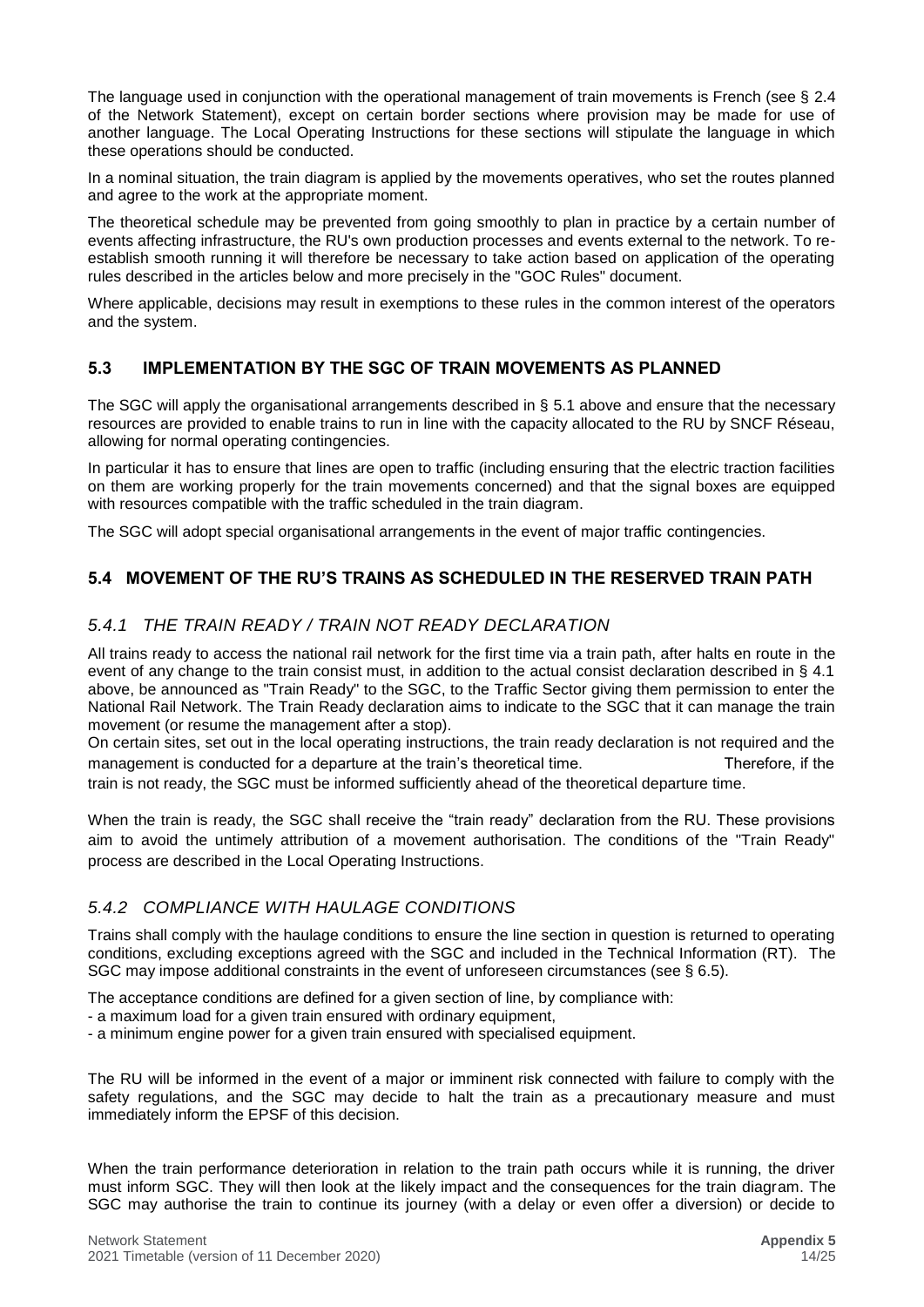The language used in conjunction with the operational management of train movements is French (see § 2.4 of the Network Statement), except on certain border sections where provision may be made for use of another language. The Local Operating Instructions for these sections will stipulate the language in which these operations should be conducted.

In a nominal situation, the train diagram is applied by the movements operatives, who set the routes planned and agree to the work at the appropriate moment.

The theoretical schedule may be prevented from going smoothly to plan in practice by a certain number of events affecting infrastructure, the RU's own production processes and events external to the network. To re-establish smooth running it will therefore be necessary to take action based on application of the operating rules described in the articles below and more precisely in the "GOC Rules" document.

Where applicable, decisions may result in exemptions to these rules in the common interest of the operators and the system.

## 5.3 IMPLEMENTATION BY THE SGC OF TRAIN MOVEMENTS AS PLANNED

The SGC will apply the organisational arrangements described in § 5.1 above and ensure that the necessary resources are provided to enable trains to run in line with the capacity allocated to the RU by SNCF Réseau, allowing for normal operating contingencies.

In particular it has to ensure that lines are open to traffic (including ensuring that the electric traction facilities on them are working properly for the train movements concerned) and that the signal boxes are equipped with resources compatible with the traffic scheduled in the train diagram.

The SGC will adopt special organisational arrangements in the event of major traffic contingencies.

## 5.4 MOVEMENT OF THE RU'S TRAINS AS SCHEDULED IN THE RESERVED TRAIN PATH

### *5.4.1 THE TRAIN READY / TRAIN NOT READY DECLARATION*

All trains ready to access the national rail network for the first time via a train path, after halts en route in the event of any change to the train consist must, in addition to the actual consist declaration described in § 4.1 above, be announced as "Train Ready" to the SGC, to the Traffic Sector giving them permission to enter the National Rail Network. The Train Ready declaration aims to indicate to the SGC that it can manage the train movement (or resume the management after a stop).

On certain sites, set out in the local operating instructions, the train ready declaration is not required and the management is conducted for a departure at the train's theoretical time. Therefore, if the train is not ready, the SGC must be informed sufficiently ahead of the theoretical departure time.

When the train is ready, the SGC shall receive the "train ready" declaration from the RU. These provisions aim to avoid the untimely attribution of a movement authorisation. The conditions of the "Train Ready" process are described in the Local Operating Instructions.

### *5.4.2 COMPLIANCE WITH HAULAGE CONDITIONS*

Trains shall comply with the haulage conditions to ensure the line section in question is returned to operating conditions, excluding exceptions agreed with the SGC and included in the Technical Information (RT). The SGC may impose additional constraints in the event of unforeseen circumstances (see § 6.5).

The acceptance conditions are defined for a given section of line, by compliance with:

- a maximum load for a given train ensured with ordinary equipment,
- a minimum engine power for a given train ensured with specialised equipment.

The RU will be informed in the event of a major or imminent risk connected with failure to comply with the safety regulations, and the SGC may decide to halt the train as a precautionary measure and must immediately inform the EPSF of this decision.

When the train performance deterioration in relation to the train path occurs while it is running, the driver must inform SGC. They will then look at the likely impact and the consequences for the train diagram. The SGC may authorise the train to continue its journey (with a delay or even offer a diversion) or decide to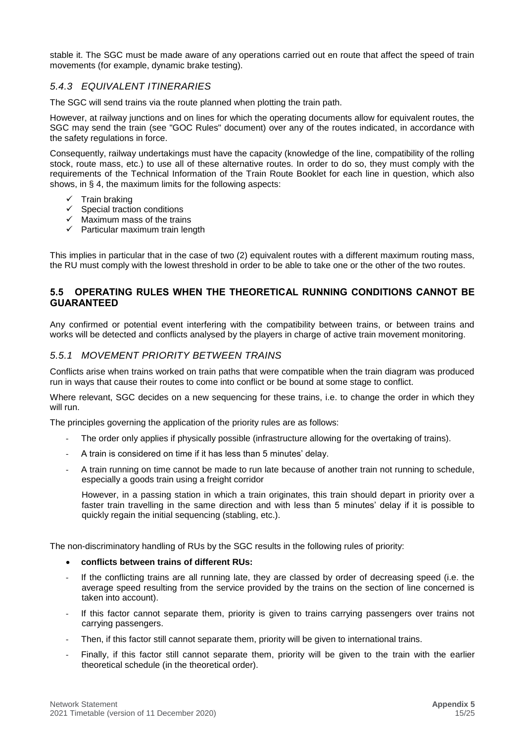stable it. The SGC must be made aware of any operations carried out en route that affect the speed of train movements (for example, dynamic brake testing).

### *5.4.3 EQUIVALENT ITINERARIES*

The SGC will send trains via the route planned when plotting the train path.

However, at railway junctions and on lines for which the operating documents allow for equivalent routes, the SGC may send the train (see "GOC Rules" document) over any of the routes indicated, in accordance with the safety regulations in force.

Consequently, railway undertakings must have the capacity (knowledge of the line, compatibility of the rolling stock, route mass, etc.) to use all of these alternative routes. In order to do so, they must comply with the requirements of the Technical Information of the Train Route Booklet for each line in question, which also shows, in § 4, the maximum limits for the following aspects:

- ✓ Train braking
- ✓ Special traction conditions
- ✓ Maximum mass of the trains
- ✓ Particular maximum train length

This implies in particular that in the case of two (2) equivalent routes with a different maximum routing mass, the RU must comply with the lowest threshold in order to be able to take one or the other of the two routes.

## 5.5 OPERATING RULES WHEN THE THEORETICAL RUNNING CONDITIONS CANNOT BE GUARANTEED

Any confirmed or potential event interfering with the compatibility between trains, or between trains and works will be detected and conflicts analysed by the players in charge of active train movement monitoring.

### *5.5.1 MOVEMENT PRIORITY BETWEEN TRAINS*

Conflicts arise when trains worked on train paths that were compatible when the train diagram was produced run in ways that cause their routes to come into conflict or be bound at some stage to conflict.

Where relevant, SGC decides on a new sequencing for these trains, i.e. to change the order in which they will run.

The principles governing the application of the priority rules are as follows:

- The order only applies if physically possible (infrastructure allowing for the overtaking of trains).
- A train is considered on time if it has less than 5 minutes' delay.
- A train running on time cannot be made to run late because of another train not running to schedule, especially a goods train using a freight corridor

  However, in a passing station in which a train originates, this train should depart in priority over a faster train travelling in the same direction and with less than 5 minutes' delay if it is possible to quickly regain the initial sequencing (stabling, etc.).

The non-discriminatory handling of RUs by the SGC results in the following rules of priority:

- **conflicts between trains of different RUs:**

- If the conflicting trains are all running late, they are classed by order of decreasing speed (i.e. the average speed resulting from the service provided by the trains on the section of line concerned is taken into account).
- If this factor cannot separate them, priority is given to trains carrying passengers over trains not carrying passengers.
- Then, if this factor still cannot separate them, priority will be given to international trains.
- Finally, if this factor still cannot separate them, priority will be given to the train with the earlier theoretical schedule (in the theoretical order).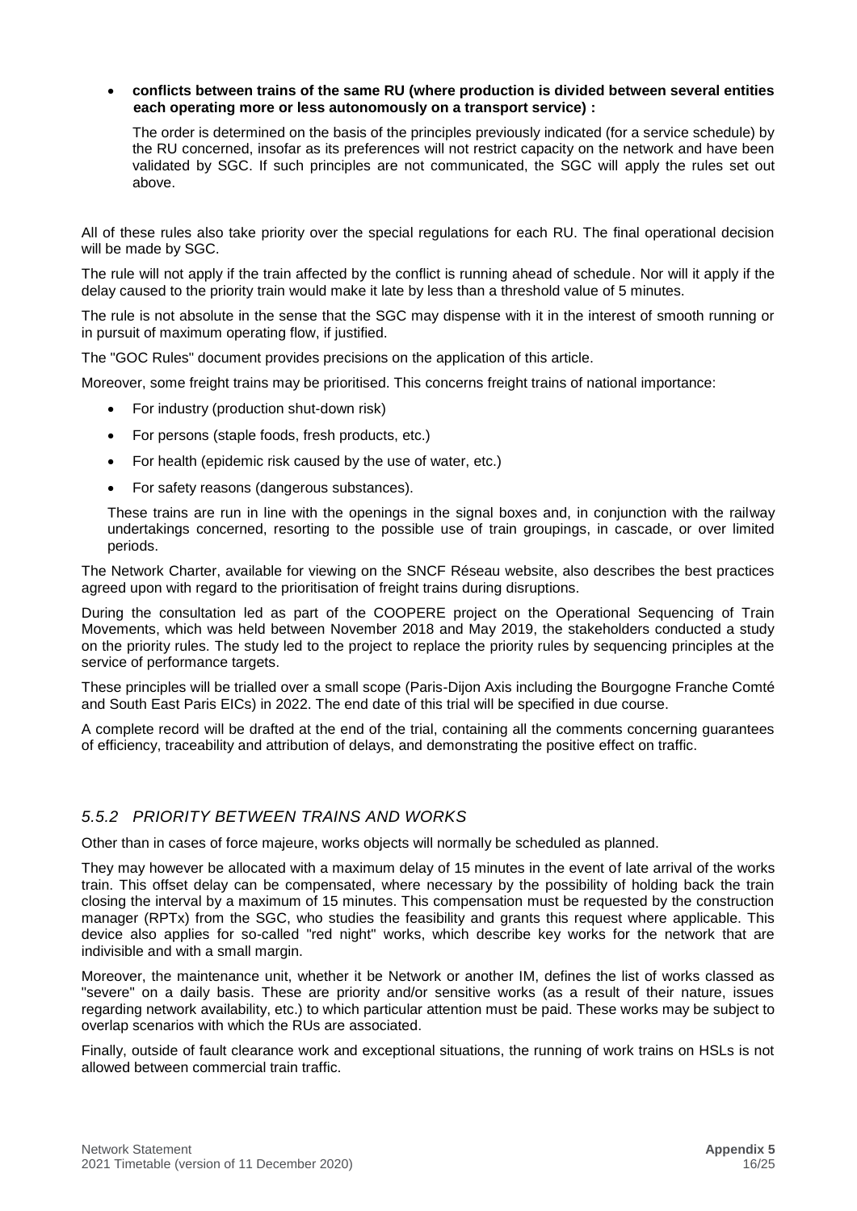- **conflicts between trains of the same RU (where production is divided between several entities each operating more or less autonomously on a transport service) :**

  The order is determined on the basis of the principles previously indicated (for a service schedule) by the RU concerned, insofar as its preferences will not restrict capacity on the network and have been validated by SGC. If such principles are not communicated, the SGC will apply the rules set out above.

All of these rules also take priority over the special regulations for each RU. The final operational decision will be made by SGC.

The rule will not apply if the train affected by the conflict is running ahead of schedule. Nor will it apply if the delay caused to the priority train would make it late by less than a threshold value of 5 minutes.

The rule is not absolute in the sense that the SGC may dispense with it in the interest of smooth running or in pursuit of maximum operating flow, if justified.

The "GOC Rules" document provides precisions on the application of this article.

Moreover, some freight trains may be prioritised. This concerns freight trains of national importance:

- For industry (production shut-down risk)
- For persons (staple foods, fresh products, etc.)
- For health (epidemic risk caused by the use of water, etc.)
- For safety reasons (dangerous substances).

  These trains are run in line with the openings in the signal boxes and, in conjunction with the railway undertakings concerned, resorting to the possible use of train groupings, in cascade, or over limited periods.

The Network Charter, available for viewing on the SNCF Réseau website, also describes the best practices agreed upon with regard to the prioritisation of freight trains during disruptions.

During the consultation led as part of the COOPERE project on the Operational Sequencing of Train Movements, which was held between November 2018 and May 2019, the stakeholders conducted a study on the priority rules. The study led to the project to replace the priority rules by sequencing principles at the service of performance targets.

These principles will be trialled over a small scope (Paris-Dijon Axis including the Bourgogne Franche Comté and South East Paris EICs) in 2022. The end date of this trial will be specified in due course.

A complete record will be drafted at the end of the trial, containing all the comments concerning guarantees of efficiency, traceability and attribution of delays, and demonstrating the positive effect on traffic.

### *5.5.2 PRIORITY BETWEEN TRAINS AND WORKS*

Other than in cases of force majeure, works objects will normally be scheduled as planned.

They may however be allocated with a maximum delay of 15 minutes in the event of late arrival of the works train. This offset delay can be compensated, where necessary by the possibility of holding back the train closing the interval by a maximum of 15 minutes. This compensation must be requested by the construction manager (RPTx) from the SGC, who studies the feasibility and grants this request where applicable. This device also applies for so-called "red night" works, which describe key works for the network that are indivisible and with a small margin.

Moreover, the maintenance unit, whether it be Network or another IM, defines the list of works classed as "severe" on a daily basis. These are priority and/or sensitive works (as a result of their nature, issues regarding network availability, etc.) to which particular attention must be paid. These works may be subject to overlap scenarios with which the RUs are associated.

Finally, outside of fault clearance work and exceptional situations, the running of work trains on HSLs is not allowed between commercial train traffic.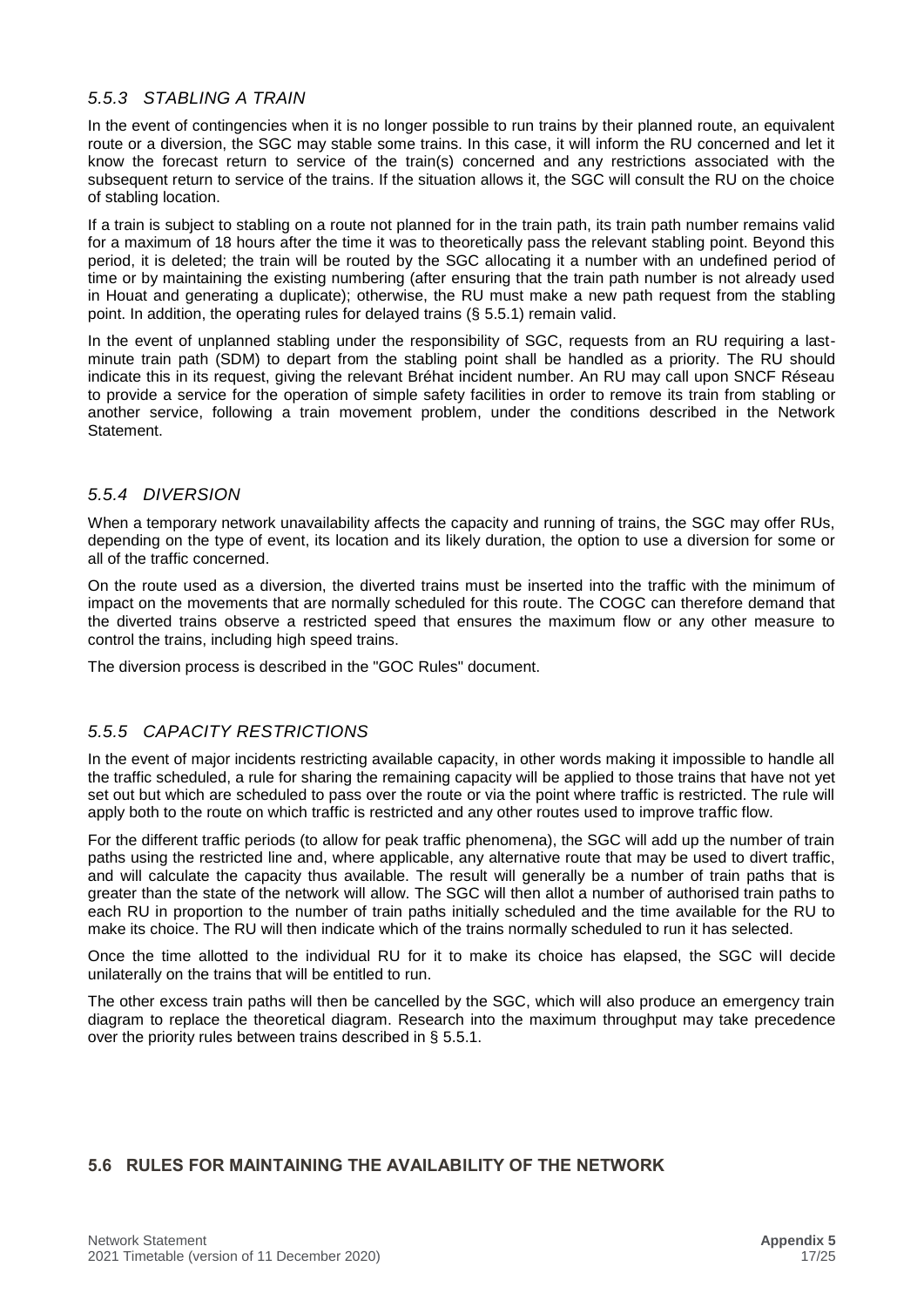### *5.5.3 STABLING A TRAIN*

In the event of contingencies when it is no longer possible to run trains by their planned route, an equivalent route or a diversion, the SGC may stable some trains. In this case, it will inform the RU concerned and let it know the forecast return to service of the train(s) concerned and any restrictions associated with the subsequent return to service of the trains. If the situation allows it, the SGC will consult the RU on the choice of stabling location.

If a train is subject to stabling on a route not planned for in the train path, its train path number remains valid for a maximum of 18 hours after the time it was to theoretically pass the relevant stabling point. Beyond this period, it is deleted; the train will be routed by the SGC allocating it a number with an undefined period of time or by maintaining the existing numbering (after ensuring that the train path number is not already used in Houat and generating a duplicate); otherwise, the RU must make a new path request from the stabling point. In addition, the operating rules for delayed trains (§ 5.5.1) remain valid.

In the event of unplanned stabling under the responsibility of SGC, requests from an RU requiring a last-minute train path (SDM) to depart from the stabling point shall be handled as a priority. The RU should indicate this in its request, giving the relevant Bréhat incident number. An RU may call upon SNCF Réseau to provide a service for the operation of simple safety facilities in order to remove its train from stabling or another service, following a train movement problem, under the conditions described in the Network Statement.

### *5.5.4 DIVERSION*

When a temporary network unavailability affects the capacity and running of trains, the SGC may offer RUs, depending on the type of event, its location and its likely duration, the option to use a diversion for some or all of the traffic concerned.

On the route used as a diversion, the diverted trains must be inserted into the traffic with the minimum of impact on the movements that are normally scheduled for this route. The COGC can therefore demand that the diverted trains observe a restricted speed that ensures the maximum flow or any other measure to control the trains, including high speed trains.

The diversion process is described in the "GOC Rules" document.

### *5.5.5 CAPACITY RESTRICTIONS*

In the event of major incidents restricting available capacity, in other words making it impossible to handle all the traffic scheduled, a rule for sharing the remaining capacity will be applied to those trains that have not yet set out but which are scheduled to pass over the route or via the point where traffic is restricted. The rule will apply both to the route on which traffic is restricted and any other routes used to improve traffic flow.

For the different traffic periods (to allow for peak traffic phenomena), the SGC will add up the number of train paths using the restricted line and, where applicable, any alternative route that may be used to divert traffic, and will calculate the capacity thus available. The result will generally be a number of train paths that is greater than the state of the network will allow. The SGC will then allot a number of authorised train paths to each RU in proportion to the number of train paths initially scheduled and the time available for the RU to make its choice. The RU will then indicate which of the trains normally scheduled to run it has selected.

Once the time allotted to the individual RU for it to make its choice has elapsed, the SGC will decide unilaterally on the trains that will be entitled to run.

The other excess train paths will then be cancelled by the SGC, which will also produce an emergency train diagram to replace the theoretical diagram. Research into the maximum throughput may take precedence over the priority rules between trains described in § 5.5.1.

## 5.6 RULES FOR MAINTAINING THE AVAILABILITY OF THE NETWORK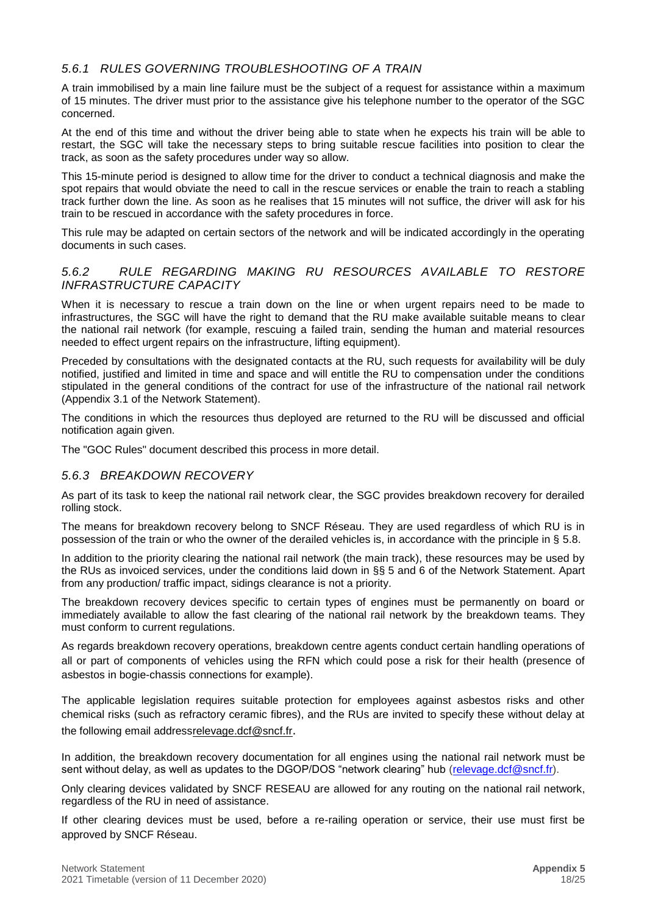### *5.6.1 RULES GOVERNING TROUBLESHOOTING OF A TRAIN*

A train immobilised by a main line failure must be the subject of a request for assistance within a maximum of 15 minutes. The driver must prior to the assistance give his telephone number to the operator of the SGC concerned.

At the end of this time and without the driver being able to state when he expects his train will be able to restart, the SGC will take the necessary steps to bring suitable rescue facilities into position to clear the track, as soon as the safety procedures under way so allow.

This 15-minute period is designed to allow time for the driver to conduct a technical diagnosis and make the spot repairs that would obviate the need to call in the rescue services or enable the train to reach a stabling track further down the line. As soon as he realises that 15 minutes will not suffice, the driver will ask for his train to be rescued in accordance with the safety procedures in force.

This rule may be adapted on certain sectors of the network and will be indicated accordingly in the operating documents in such cases.

### *5.6.2 RULE REGARDING MAKING RU RESOURCES AVAILABLE TO RESTORE INFRASTRUCTURE CAPACITY*

When it is necessary to rescue a train down on the line or when urgent repairs need to be made to infrastructures, the SGC will have the right to demand that the RU make available suitable means to clear the national rail network (for example, rescuing a failed train, sending the human and material resources needed to effect urgent repairs on the infrastructure, lifting equipment).

Preceded by consultations with the designated contacts at the RU, such requests for availability will be duly notified, justified and limited in time and space and will entitle the RU to compensation under the conditions stipulated in the general conditions of the contract for use of the infrastructure of the national rail network (Appendix 3.1 of the Network Statement).

The conditions in which the resources thus deployed are returned to the RU will be discussed and official notification again given.

The "GOC Rules" document described this process in more detail.

### *5.6.3 BREAKDOWN RECOVERY*

As part of its task to keep the national rail network clear, the SGC provides breakdown recovery for derailed rolling stock.

The means for breakdown recovery belong to SNCF Réseau. They are used regardless of which RU is in possession of the train or who the owner of the derailed vehicles is, in accordance with the principle in § 5.8.

In addition to the priority clearing the national rail network (the main track), these resources may be used by the RUs as invoiced services, under the conditions laid down in §§ 5 and 6 of the Network Statement. Apart from any production/ traffic impact, sidings clearance is not a priority.

The breakdown recovery devices specific to certain types of engines must be permanently on board or immediately available to allow the fast clearing of the national rail network by the breakdown teams. They must conform to current regulations.

As regards breakdown recovery operations, breakdown centre agents conduct certain handling operations of all or part of components of vehicles using the RFN which could pose a risk for their health (presence of asbestos in bogie-chassis connections for example).

The applicable legislation requires suitable protection for employees against asbestos risks and other chemical risks (such as refractory ceramic fibres), and the RUs are invited to specify these without delay at the following email addressrelevage.dcf@sncf.fr.

In addition, the breakdown recovery documentation for all engines using the national rail network must be sent without delay, as well as updates to the DGOP/DOS "network clearing" hub (relevage.dcf@sncf.fr).

Only clearing devices validated by SNCF RESEAU are allowed for any routing on the national rail network, regardless of the RU in need of assistance.

If other clearing devices must be used, before a re-railing operation or service, their use must first be approved by SNCF Réseau.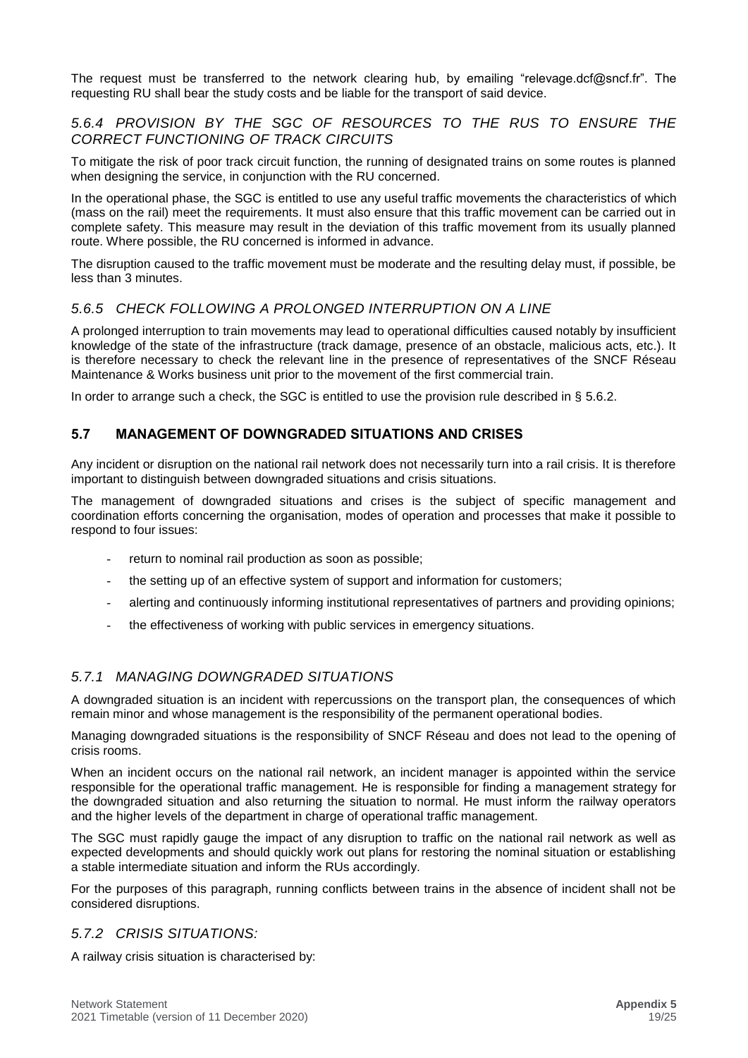The request must be transferred to the network clearing hub, by emailing "relevage.dcf@sncf.fr". The requesting RU shall bear the study costs and be liable for the transport of said device.

### *5.6.4 PROVISION BY THE SGC OF RESOURCES TO THE RUS TO ENSURE THE CORRECT FUNCTIONING OF TRACK CIRCUITS*

To mitigate the risk of poor track circuit function, the running of designated trains on some routes is planned when designing the service, in conjunction with the RU concerned.

In the operational phase, the SGC is entitled to use any useful traffic movements the characteristics of which (mass on the rail) meet the requirements. It must also ensure that this traffic movement can be carried out in complete safety. This measure may result in the deviation of this traffic movement from its usually planned route. Where possible, the RU concerned is informed in advance.

The disruption caused to the traffic movement must be moderate and the resulting delay must, if possible, be less than 3 minutes.

### *5.6.5 CHECK FOLLOWING A PROLONGED INTERRUPTION ON A LINE*

A prolonged interruption to train movements may lead to operational difficulties caused notably by insufficient knowledge of the state of the infrastructure (track damage, presence of an obstacle, malicious acts, etc.). It is therefore necessary to check the relevant line in the presence of representatives of the SNCF Réseau Maintenance & Works business unit prior to the movement of the first commercial train.

In order to arrange such a check, the SGC is entitled to use the provision rule described in § 5.6.2.

## **5.7 MANAGEMENT OF DOWNGRADED SITUATIONS AND CRISES**

Any incident or disruption on the national rail network does not necessarily turn into a rail crisis. It is therefore important to distinguish between downgraded situations and crisis situations.

The management of downgraded situations and crises is the subject of specific management and coordination efforts concerning the organisation, modes of operation and processes that make it possible to respond to four issues:

- return to nominal rail production as soon as possible;
- the setting up of an effective system of support and information for customers;
- alerting and continuously informing institutional representatives of partners and providing opinions;
- the effectiveness of working with public services in emergency situations.

### *5.7.1 MANAGING DOWNGRADED SITUATIONS*

A downgraded situation is an incident with repercussions on the transport plan, the consequences of which remain minor and whose management is the responsibility of the permanent operational bodies.

Managing downgraded situations is the responsibility of SNCF Réseau and does not lead to the opening of crisis rooms.

When an incident occurs on the national rail network, an incident manager is appointed within the service responsible for the operational traffic management. He is responsible for finding a management strategy for the downgraded situation and also returning the situation to normal. He must inform the railway operators and the higher levels of the department in charge of operational traffic management.

The SGC must rapidly gauge the impact of any disruption to traffic on the national rail network as well as expected developments and should quickly work out plans for restoring the nominal situation or establishing a stable intermediate situation and inform the RUs accordingly.

For the purposes of this paragraph, running conflicts between trains in the absence of incident shall not be considered disruptions.

### *5.7.2 CRISIS SITUATIONS:*

A railway crisis situation is characterised by: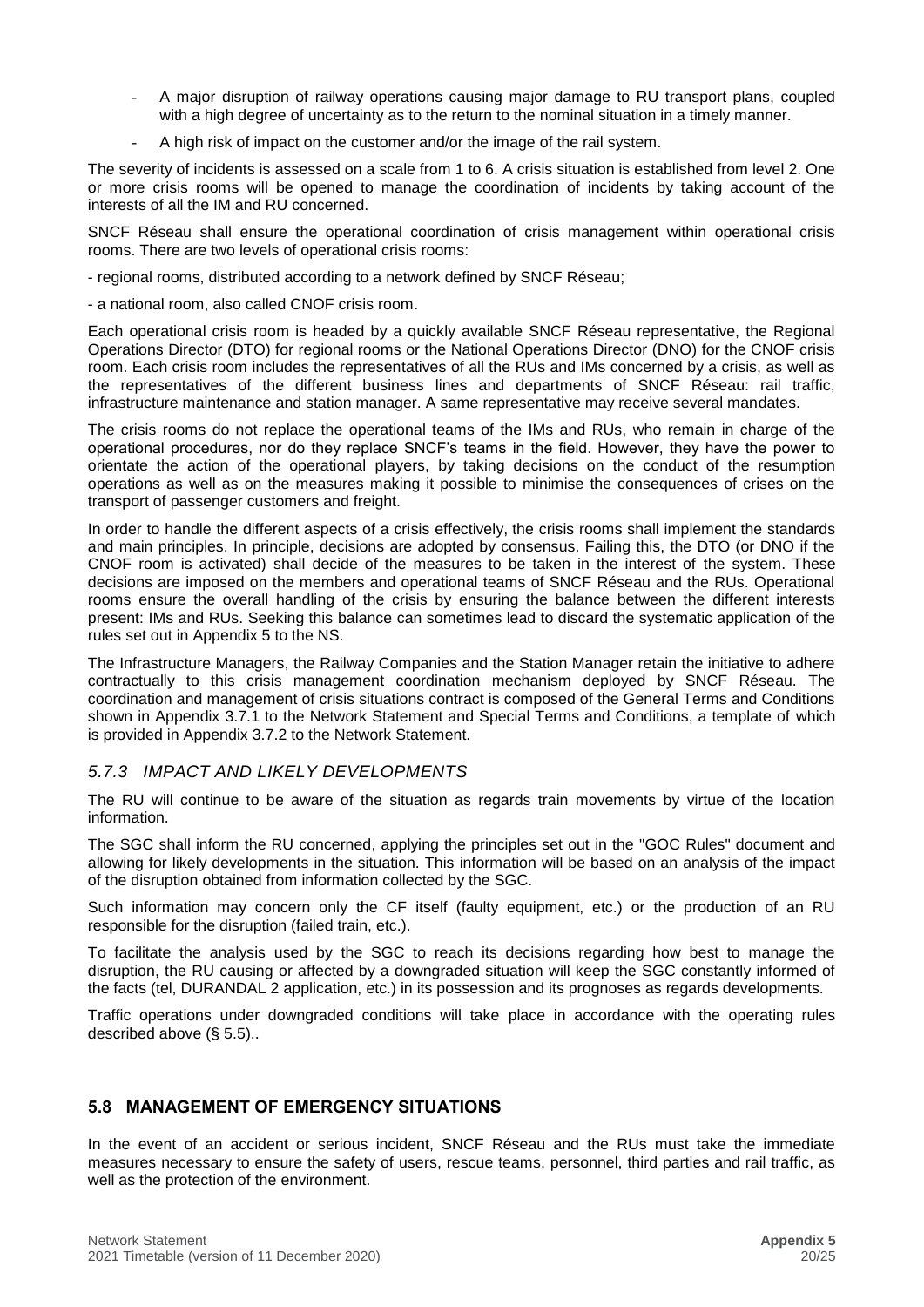- A major disruption of railway operations causing major damage to RU transport plans, coupled with a high degree of uncertainty as to the return to the nominal situation in a timely manner.
- A high risk of impact on the customer and/or the image of the rail system.

The severity of incidents is assessed on a scale from 1 to 6. A crisis situation is established from level 2. One or more crisis rooms will be opened to manage the coordination of incidents by taking account of the interests of all the IM and RU concerned.

SNCF Réseau shall ensure the operational coordination of crisis management within operational crisis rooms. There are two levels of operational crisis rooms:

- regional rooms, distributed according to a network defined by SNCF Réseau;

- a national room, also called CNOF crisis room.

Each operational crisis room is headed by a quickly available SNCF Réseau representative, the Regional Operations Director (DTO) for regional rooms or the National Operations Director (DNO) for the CNOF crisis room. Each crisis room includes the representatives of all the RUs and IMs concerned by a crisis, as well as the representatives of the different business lines and departments of SNCF Réseau: rail traffic, infrastructure maintenance and station manager. A same representative may receive several mandates.

The crisis rooms do not replace the operational teams of the IMs and RUs, who remain in charge of the operational procedures, nor do they replace SNCF's teams in the field. However, they have the power to orientate the action of the operational players, by taking decisions on the conduct of the resumption operations as well as on the measures making it possible to minimise the consequences of crises on the transport of passenger customers and freight.

In order to handle the different aspects of a crisis effectively, the crisis rooms shall implement the standards and main principles. In principle, decisions are adopted by consensus. Failing this, the DTO (or DNO if the CNOF room is activated) shall decide of the measures to be taken in the interest of the system. These decisions are imposed on the members and operational teams of SNCF Réseau and the RUs. Operational rooms ensure the overall handling of the crisis by ensuring the balance between the different interests present: IMs and RUs. Seeking this balance can sometimes lead to discard the systematic application of the rules set out in Appendix 5 to the NS.

The Infrastructure Managers, the Railway Companies and the Station Manager retain the initiative to adhere contractually to this crisis management coordination mechanism deployed by SNCF Réseau. The coordination and management of crisis situations contract is composed of the General Terms and Conditions shown in Appendix 3.7.1 to the Network Statement and Special Terms and Conditions, a template of which is provided in Appendix 3.7.2 to the Network Statement.

### *5.7.3 IMPACT AND LIKELY DEVELOPMENTS*

The RU will continue to be aware of the situation as regards train movements by virtue of the location information.

The SGC shall inform the RU concerned, applying the principles set out in the "GOC Rules" document and allowing for likely developments in the situation. This information will be based on an analysis of the impact of the disruption obtained from information collected by the SGC.

Such information may concern only the CF itself (faulty equipment, etc.) or the production of an RU responsible for the disruption (failed train, etc.).

To facilitate the analysis used by the SGC to reach its decisions regarding how best to manage the disruption, the RU causing or affected by a downgraded situation will keep the SGC constantly informed of the facts (tel, DURANDAL 2 application, etc.) in its possession and its prognoses as regards developments.

Traffic operations under downgraded conditions will take place in accordance with the operating rules described above (§ 5.5)..

## 5.8 MANAGEMENT OF EMERGENCY SITUATIONS

In the event of an accident or serious incident, SNCF Réseau and the RUs must take the immediate measures necessary to ensure the safety of users, rescue teams, personnel, third parties and rail traffic, as well as the protection of the environment.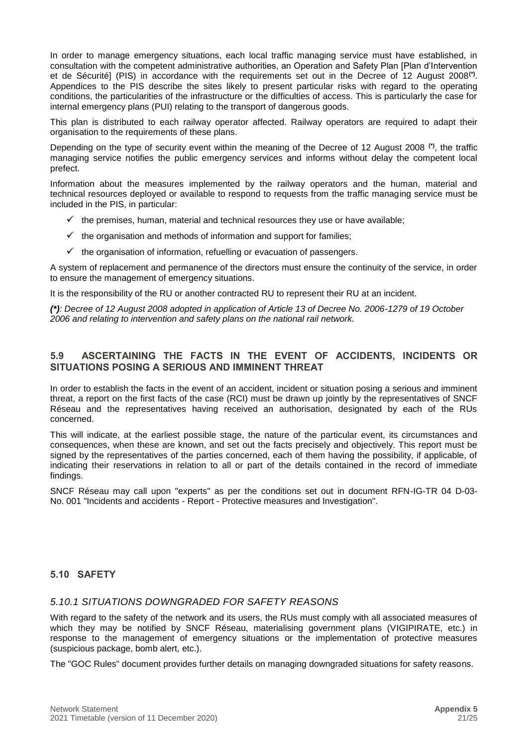In order to manage emergency situations, each local traffic managing service must have established, in consultation with the competent administrative authorities, an Operation and Safety Plan [Plan d'Intervention et de Sécurité] (PIS) in accordance with the requirements set out in the Decree of 12 August 2008(*). Appendices to the PIS describe the sites likely to present particular risks with regard to the operating conditions, the particularities of the infrastructure or the difficulties of access. This is particularly the case for internal emergency plans (PUI) relating to the transport of dangerous goods.

This plan is distributed to each railway operator affected. Railway operators are required to adapt their organisation to the requirements of these plans.

Depending on the type of security event within the meaning of the Decree of 12 August 2008 (*), the traffic managing service notifies the public emergency services and informs without delay the competent local prefect.

Information about the measures implemented by the railway operators and the human, material and technical resources deployed or available to respond to requests from the traffic managing service must be included in the PIS, in particular:

- ✓ the premises, human, material and technical resources they use or have available;
- ✓ the organisation and methods of information and support for families;
- ✓ the organisation of information, refuelling or evacuation of passengers.

A system of replacement and permanence of the directors must ensure the continuity of the service, in order to ensure the management of emergency situations.

It is the responsibility of the RU or another contracted RU to represent their RU at an incident.

***(\*)****: Decree of 12 August 2008 adopted in application of Article 13 of Decree No. 2006-1279 of 19 October 2006 and relating to intervention and safety plans on the national rail network.*

## 5.9 ASCERTAINING THE FACTS IN THE EVENT OF ACCIDENTS, INCIDENTS OR SITUATIONS POSING A SERIOUS AND IMMINENT THREAT

In order to establish the facts in the event of an accident, incident or situation posing a serious and imminent threat, a report on the first facts of the case (RCI) must be drawn up jointly by the representatives of SNCF Réseau and the representatives having received an authorisation, designated by each of the RUs concerned.

This will indicate, at the earliest possible stage, the nature of the particular event, its circumstances and consequences, when these are known, and set out the facts precisely and objectively. This report must be signed by the representatives of the parties concerned, each of them having the possibility, if applicable, of indicating their reservations in relation to all or part of the details contained in the record of immediate findings.

SNCF Réseau may call upon "experts" as per the conditions set out in document RFN-IG-TR 04 D-03-No. 001 "Incidents and accidents - Report - Protective measures and Investigation".

## 5.10 SAFETY

### *5.10.1 SITUATIONS DOWNGRADED FOR SAFETY REASONS*

With regard to the safety of the network and its users, the RUs must comply with all associated measures of which they may be notified by SNCF Réseau, materialising government plans (VIGIPIRATE, etc.) in response to the management of emergency situations or the implementation of protective measures (suspicious package, bomb alert, etc.).

The "GOC Rules" document provides further details on managing downgraded situations for safety reasons.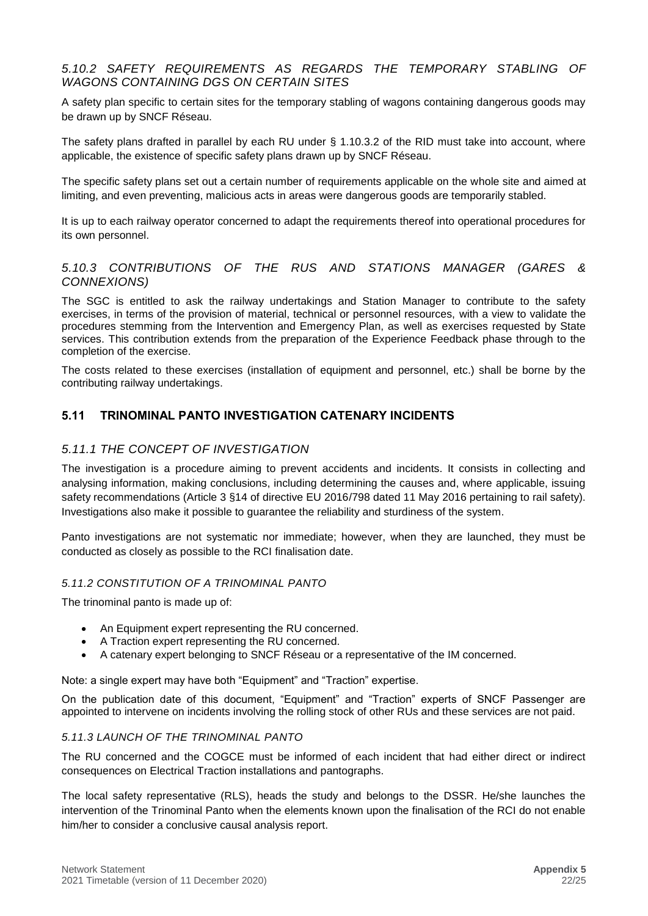### *5.10.2 SAFETY REQUIREMENTS AS REGARDS THE TEMPORARY STABLING OF WAGONS CONTAINING DGS ON CERTAIN SITES*

A safety plan specific to certain sites for the temporary stabling of wagons containing dangerous goods may be drawn up by SNCF Réseau.

The safety plans drafted in parallel by each RU under § 1.10.3.2 of the RID must take into account, where applicable, the existence of specific safety plans drawn up by SNCF Réseau.

The specific safety plans set out a certain number of requirements applicable on the whole site and aimed at limiting, and even preventing, malicious acts in areas were dangerous goods are temporarily stabled.

It is up to each railway operator concerned to adapt the requirements thereof into operational procedures for its own personnel.

### *5.10.3 CONTRIBUTIONS OF THE RUS AND STATIONS MANAGER (GARES & CONNEXIONS)*

The SGC is entitled to ask the railway undertakings and Station Manager to contribute to the safety exercises, in terms of the provision of material, technical or personnel resources, with a view to validate the procedures stemming from the Intervention and Emergency Plan, as well as exercises requested by State services. This contribution extends from the preparation of the Experience Feedback phase through to the completion of the exercise.

The costs related to these exercises (installation of equipment and personnel, etc.) shall be borne by the contributing railway undertakings.

## 5.11 TRINOMINAL PANTO INVESTIGATION CATENARY INCIDENTS

### *5.11.1 THE CONCEPT OF INVESTIGATION*

The investigation is a procedure aiming to prevent accidents and incidents. It consists in collecting and analysing information, making conclusions, including determining the causes and, where applicable, issuing safety recommendations (Article 3 §14 of directive EU 2016/798 dated 11 May 2016 pertaining to rail safety). Investigations also make it possible to guarantee the reliability and sturdiness of the system.

Panto investigations are not systematic nor immediate; however, when they are launched, they must be conducted as closely as possible to the RCI finalisation date.

#### *5.11.2 CONSTITUTION OF A TRINOMINAL PANTO*

The trinominal panto is made up of:

- An Equipment expert representing the RU concerned.
- A Traction expert representing the RU concerned.
- A catenary expert belonging to SNCF Réseau or a representative of the IM concerned.

Note: a single expert may have both "Equipment" and "Traction" expertise.

On the publication date of this document, "Equipment" and "Traction" experts of SNCF Passenger are appointed to intervene on incidents involving the rolling stock of other RUs and these services are not paid.

#### *5.11.3 LAUNCH OF THE TRINOMINAL PANTO*

The RU concerned and the COGCE must be informed of each incident that had either direct or indirect consequences on Electrical Traction installations and pantographs.

The local safety representative (RLS), heads the study and belongs to the DSSR. He/she launches the intervention of the Trinominal Panto when the elements known upon the finalisation of the RCI do not enable him/her to consider a conclusive causal analysis report.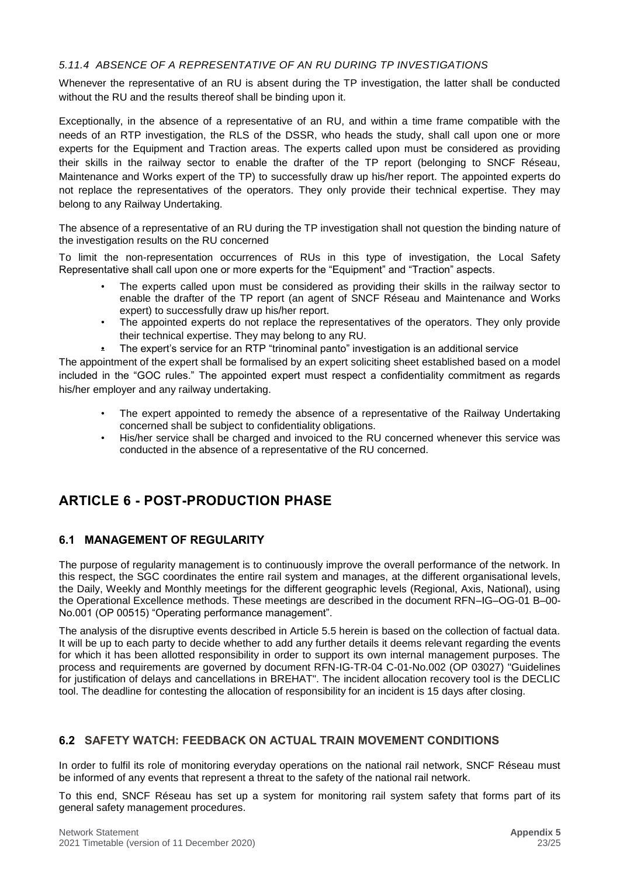#### *5.11.4 ABSENCE OF A REPRESENTATIVE OF AN RU DURING TP INVESTIGATIONS*

Whenever the representative of an RU is absent during the TP investigation, the latter shall be conducted without the RU and the results thereof shall be binding upon it.

Exceptionally, in the absence of a representative of an RU, and within a time frame compatible with the needs of an RTP investigation, the RLS of the DSSR, who heads the study, shall call upon one or more experts for the Equipment and Traction areas. The experts called upon must be considered as providing their skills in the railway sector to enable the drafter of the TP report (belonging to SNCF Réseau, Maintenance and Works expert of the TP) to successfully draw up his/her report. The appointed experts do not replace the representatives of the operators. They only provide their technical expertise. They may belong to any Railway Undertaking.

The absence of a representative of an RU during the TP investigation shall not question the binding nature of the investigation results on the RU concerned

To limit the non-representation occurrences of RUs in this type of investigation, the Local Safety Representative shall call upon one or more experts for the "Equipment" and "Traction" aspects.

- The experts called upon must be considered as providing their skills in the railway sector to enable the drafter of the TP report (an agent of SNCF Réseau and Maintenance and Works expert) to successfully draw up his/her report.
- The appointed experts do not replace the representatives of the operators. They only provide their technical expertise. They may belong to any RU.
- The expert's service for an RTP "trinominal panto" investigation is an additional service

The appointment of the expert shall be formalised by an expert soliciting sheet established based on a model included in the "GOC rules." The appointed expert must respect a confidentiality commitment as regards his/her employer and any railway undertaking.

- The expert appointed to remedy the absence of a representative of the Railway Undertaking concerned shall be subject to confidentiality obligations.
- His/her service shall be charged and invoiced to the RU concerned whenever this service was conducted in the absence of a representative of the RU concerned.

## ARTICLE 6 - POST-PRODUCTION PHASE

### 6.1 MANAGEMENT OF REGULARITY

The purpose of regularity management is to continuously improve the overall performance of the network. In this respect, the SGC coordinates the entire rail system and manages, at the different organisational levels, the Daily, Weekly and Monthly meetings for the different geographic levels (Regional, Axis, National), using the Operational Excellence methods. These meetings are described in the document RFN–IG–OG-01 B–00-No.001 (OP 00515) "Operating performance management".

The analysis of the disruptive events described in Article 5.5 herein is based on the collection of factual data. It will be up to each party to decide whether to add any further details it deems relevant regarding the events for which it has been allotted responsibility in order to support its own internal management purposes. The process and requirements are governed by document RFN-IG-TR-04 C-01-No.002 (OP 03027) "Guidelines for justification of delays and cancellations in BREHAT". The incident allocation recovery tool is the DECLIC tool. The deadline for contesting the allocation of responsibility for an incident is 15 days after closing.

### 6.2 SAFETY WATCH: FEEDBACK ON ACTUAL TRAIN MOVEMENT CONDITIONS

In order to fulfil its role of monitoring everyday operations on the national rail network, SNCF Réseau must be informed of any events that represent a threat to the safety of the national rail network.

To this end, SNCF Réseau has set up a system for monitoring rail system safety that forms part of its general safety management procedures.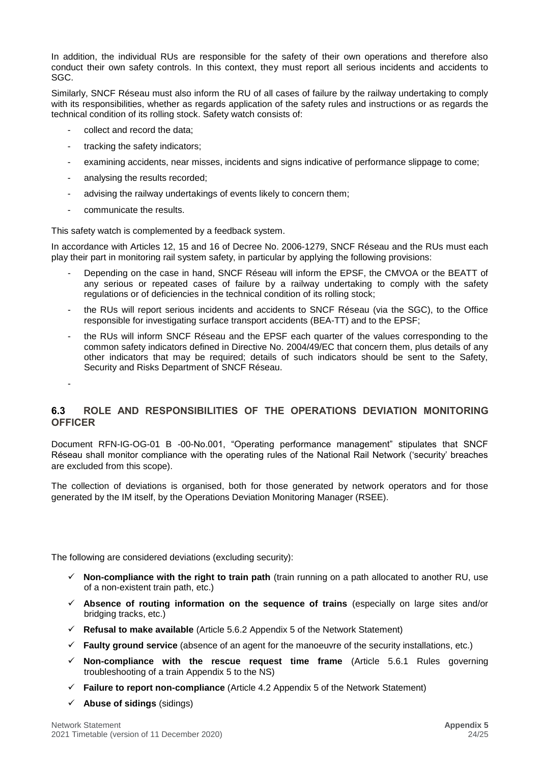In addition, the individual RUs are responsible for the safety of their own operations and therefore also conduct their own safety controls. In this context, they must report all serious incidents and accidents to SGC.

Similarly, SNCF Réseau must also inform the RU of all cases of failure by the railway undertaking to comply with its responsibilities, whether as regards application of the safety rules and instructions or as regards the technical condition of its rolling stock. Safety watch consists of:

- collect and record the data;
- tracking the safety indicators;
- examining accidents, near misses, incidents and signs indicative of performance slippage to come;
- analysing the results recorded;
- advising the railway undertakings of events likely to concern them;
- communicate the results.

This safety watch is complemented by a feedback system.

In accordance with Articles 12, 15 and 16 of Decree No. 2006-1279, SNCF Réseau and the RUs must each play their part in monitoring rail system safety, in particular by applying the following provisions:

- Depending on the case in hand, SNCF Réseau will inform the EPSF, the CMVOA or the BEATT of any serious or repeated cases of failure by a railway undertaking to comply with the safety regulations or of deficiencies in the technical condition of its rolling stock;
- the RUs will report serious incidents and accidents to SNCF Réseau (via the SGC), to the Office responsible for investigating surface transport accidents (BEA-TT) and to the EPSF;
- the RUs will inform SNCF Réseau and the EPSF each quarter of the values corresponding to the common safety indicators defined in Directive No. 2004/49/EC that concern them, plus details of any other indicators that may be required; details of such indicators should be sent to the Safety, Security and Risks Department of SNCF Réseau.
-

## 6.3 ROLE AND RESPONSIBILITIES OF THE OPERATIONS DEVIATION MONITORING OFFICER

Document RFN-IG-OG-01 B -00-No.001, "Operating performance management" stipulates that SNCF Réseau shall monitor compliance with the operating rules of the National Rail Network ('security' breaches are excluded from this scope).

The collection of deviations is organised, both for those generated by network operators and for those generated by the IM itself, by the Operations Deviation Monitoring Manager (RSEE).

The following are considered deviations (excluding security):

- ✓ **Non-compliance with the right to train path** (train running on a path allocated to another RU, use of a non-existent train path, etc.)
- ✓ **Absence of routing information on the sequence of trains** (especially on large sites and/or bridging tracks, etc.)
- ✓ **Refusal to make available** (Article 5.6.2 Appendix 5 of the Network Statement)
- ✓ **Faulty ground service** (absence of an agent for the manoeuvre of the security installations, etc.)
- ✓ **Non-compliance with the rescue request time frame** (Article 5.6.1 Rules governing troubleshooting of a train Appendix 5 to the NS)
- ✓ **Failure to report non-compliance** (Article 4.2 Appendix 5 of the Network Statement)
- ✓ **Abuse of sidings** (sidings)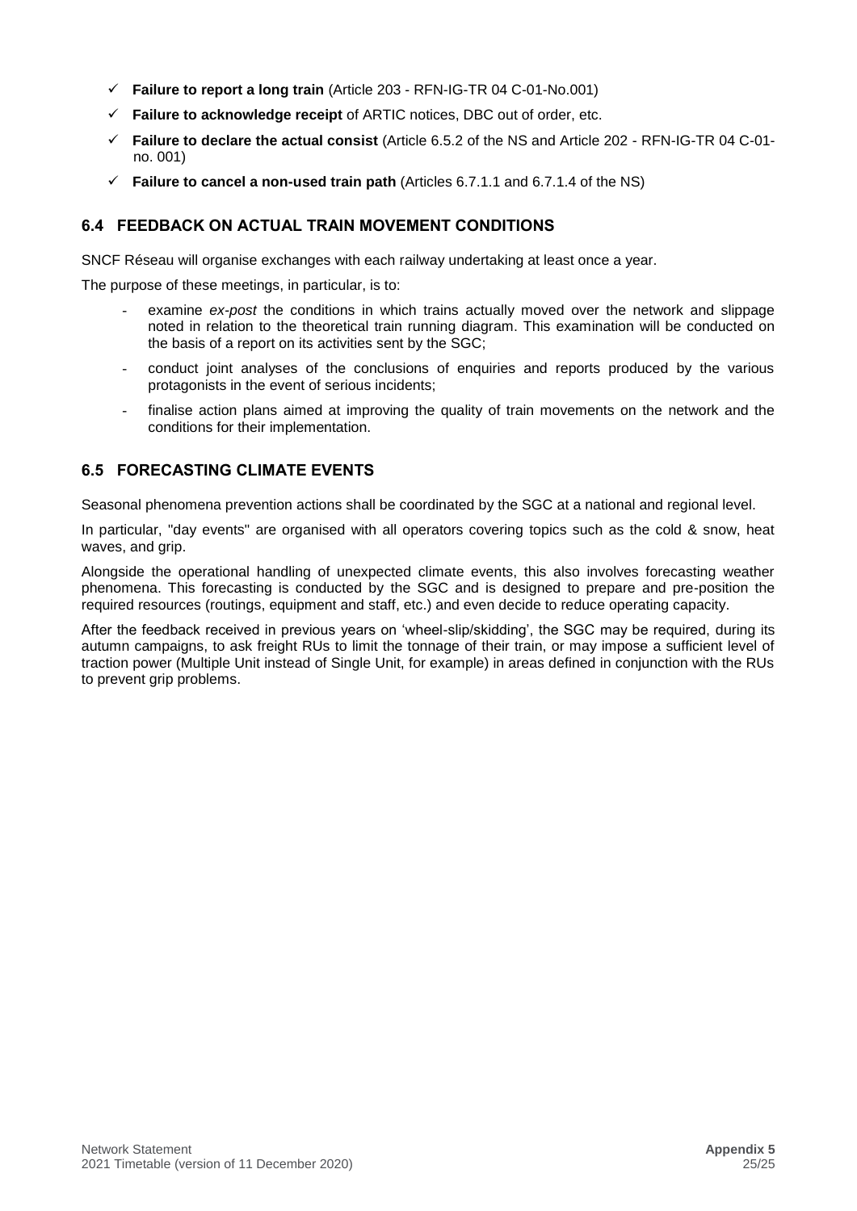- ✓ **Failure to report a long train** (Article 203 - RFN-IG-TR 04 C-01-No.001)
- ✓ **Failure to acknowledge receipt** of ARTIC notices, DBC out of order, etc.
- ✓ **Failure to declare the actual consist** (Article 6.5.2 of the NS and Article 202 - RFN-IG-TR 04 C-01-no. 001)
- ✓ **Failure to cancel a non-used train path** (Articles 6.7.1.1 and 6.7.1.4 of the NS)

## 6.4 FEEDBACK ON ACTUAL TRAIN MOVEMENT CONDITIONS

SNCF Réseau will organise exchanges with each railway undertaking at least once a year.

The purpose of these meetings, in particular, is to:

- examine *ex-post* the conditions in which trains actually moved over the network and slippage noted in relation to the theoretical train running diagram. This examination will be conducted on the basis of a report on its activities sent by the SGC;
- conduct joint analyses of the conclusions of enquiries and reports produced by the various protagonists in the event of serious incidents;
- finalise action plans aimed at improving the quality of train movements on the network and the conditions for their implementation.

## 6.5 FORECASTING CLIMATE EVENTS

Seasonal phenomena prevention actions shall be coordinated by the SGC at a national and regional level.

In particular, "day events" are organised with all operators covering topics such as the cold & snow, heat waves, and grip.

Alongside the operational handling of unexpected climate events, this also involves forecasting weather phenomena. This forecasting is conducted by the SGC and is designed to prepare and pre-position the required resources (routings, equipment and staff, etc.) and even decide to reduce operating capacity.

After the feedback received in previous years on 'wheel-slip/skidding', the SGC may be required, during its autumn campaigns, to ask freight RUs to limit the tonnage of their train, or may impose a sufficient level of traction power (Multiple Unit instead of Single Unit, for example) in areas defined in conjunction with the RUs to prevent grip problems.